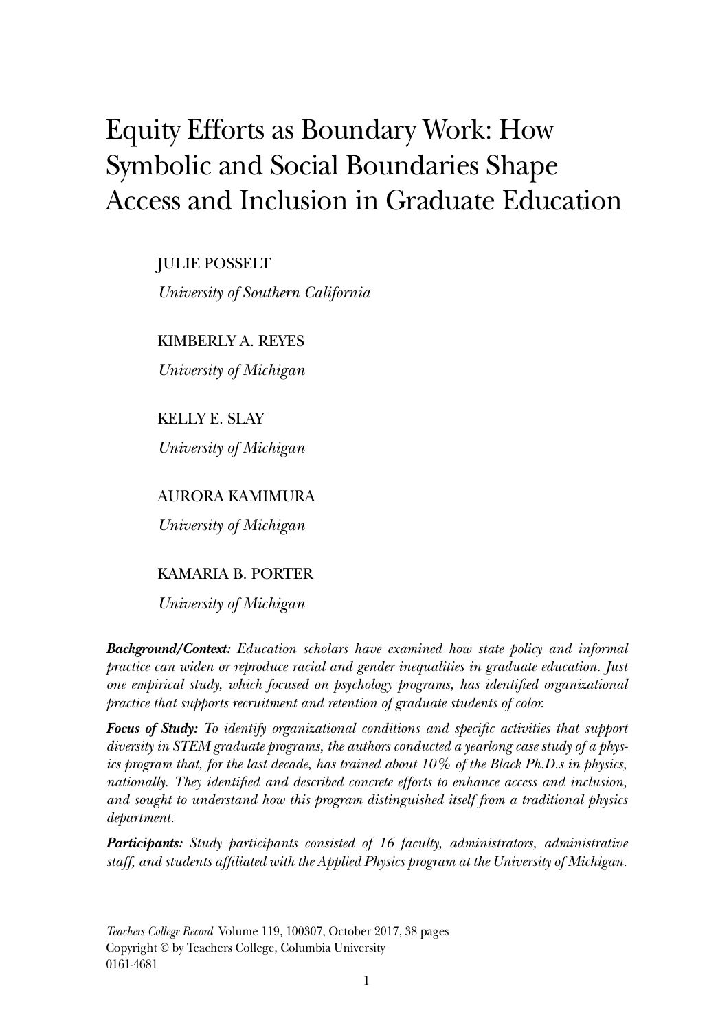# Equity Efforts as Boundary Work: How Symbolic and Social Boundaries Shape Access and Inclusion in Graduate Education

JULIE POSSELT

*University of Southern California*

KIMBERLY A. REYES

*University of Michigan*

KELLY E. SLAY

*University of Michigan*

AURORA KAMIMURA

*University of Michigan*

KAMARIA B. PORTER

*University of Michigan*

***Background/Context:*** *Education scholars have examined how state policy and informal practice can widen or reproduce racial and gender inequalities in graduate education. Just one empirical study, which focused on psychology programs, has identified organizational practice that supports recruitment and retention of graduate students of color.*

***Focus of Study:*** *To identify organizational conditions and specific activities that support diversity in STEM graduate programs, the authors conducted a yearlong case study of a physics program that, for the last decade, has trained about 10% of the Black Ph.D.s in physics, nationally. They identified and described concrete efforts to enhance access and inclusion, and sought to understand how this program distinguished itself from a traditional physics department.*

***Participants:*** *Study participants consisted of 16 faculty, administrators, administrative staff, and students affiliated with the Applied Physics program at the University of Michigan.*

*Teachers College Record* Volume 119, 100307, October 2017, 38 pages
Copyright © by Teachers College, Columbia University
0161-4681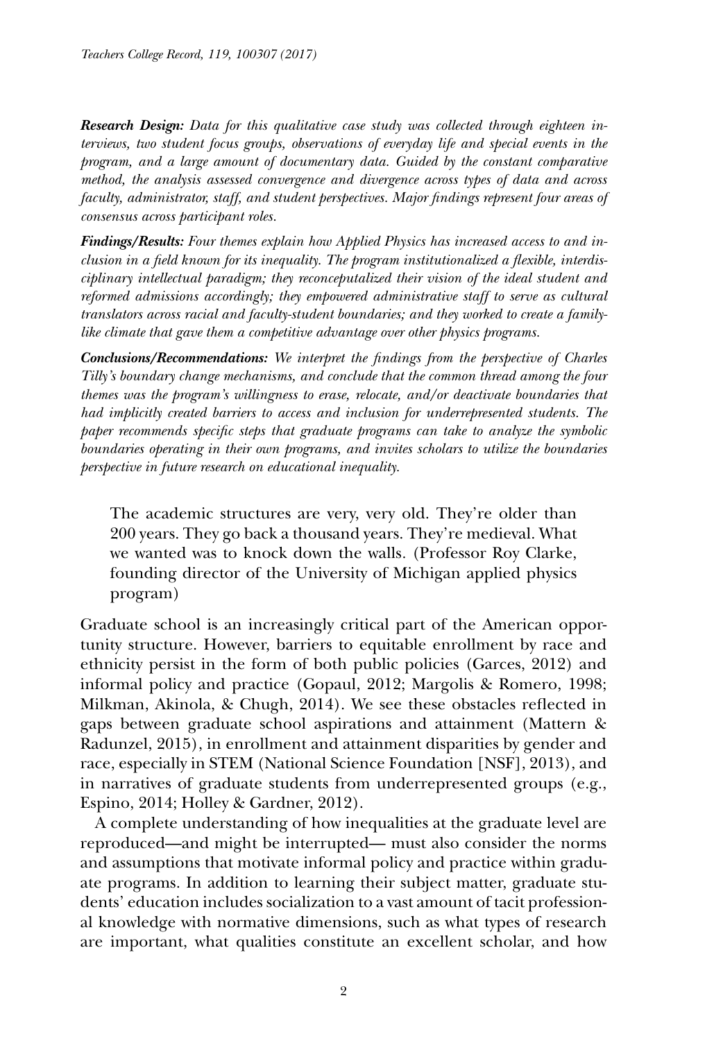***Research Design:*** *Data for this qualitative case study was collected through eighteen interviews, two student focus groups, observations of everyday life and special events in the program, and a large amount of documentary data. Guided by the constant comparative method, the analysis assessed convergence and divergence across types of data and across faculty, administrator, staff, and student perspectives. Major findings represent four areas of consensus across participant roles.*

***Findings/Results:*** *Four themes explain how Applied Physics has increased access to and inclusion in a field known for its inequality. The program institutionalized a flexible, interdisciplinary intellectual paradigm; they reconceptualized their vision of the ideal student and reformed admissions accordingly; they empowered administrative staff to serve as cultural translators across racial and faculty-student boundaries; and they worked to create a family-like climate that gave them a competitive advantage over other physics programs.*

***Conclusions/Recommendations:*** *We interpret the findings from the perspective of Charles Tilly's boundary change mechanisms, and conclude that the common thread among the four themes was the program's willingness to erase, relocate, and/or deactivate boundaries that had implicitly created barriers to access and inclusion for underrepresented students. The paper recommends specific steps that graduate programs can take to analyze the symbolic boundaries operating in their own programs, and invites scholars to utilize the boundaries perspective in future research on educational inequality.*

> The academic structures are very, very old. They're older than 200 years. They go back a thousand years. They're medieval. What we wanted was to knock down the walls. (Professor Roy Clarke, founding director of the University of Michigan applied physics program)

Graduate school is an increasingly critical part of the American opportunity structure. However, barriers to equitable enrollment by race and ethnicity persist in the form of both public policies (Garces, 2012) and informal policy and practice (Gopaul, 2012; Margolis & Romero, 1998; Milkman, Akinola, & Chugh, 2014). We see these obstacles reflected in gaps between graduate school aspirations and attainment (Mattern & Radunzel, 2015), in enrollment and attainment disparities by gender and race, especially in STEM (National Science Foundation [NSF], 2013), and in narratives of graduate students from underrepresented groups (e.g., Espino, 2014; Holley & Gardner, 2012).

A complete understanding of how inequalities at the graduate level are reproduced—and might be interrupted— must also consider the norms and assumptions that motivate informal policy and practice within graduate programs. In addition to learning their subject matter, graduate students' education includes socialization to a vast amount of tacit professional knowledge with normative dimensions, such as what types of research are important, what qualities constitute an excellent scholar, and how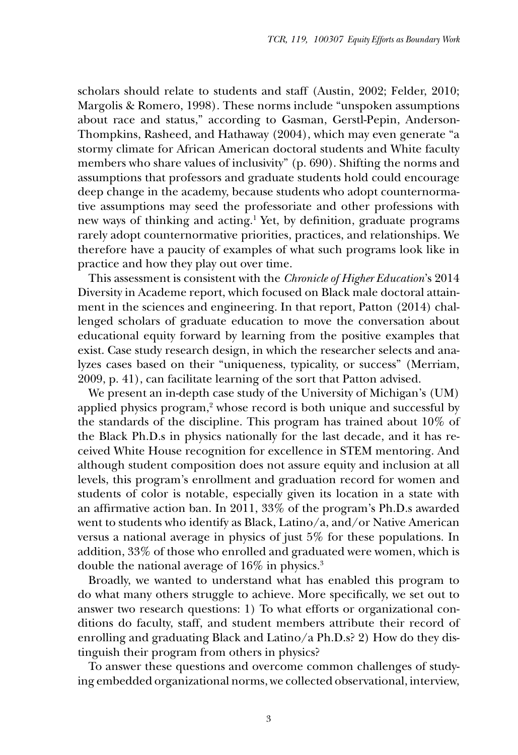scholars should relate to students and staff (Austin, 2002; Felder, 2010; Margolis & Romero, 1998). These norms include "unspoken assumptions about race and status," according to Gasman, Gerstl-Pepin, Anderson-Thompkins, Rasheed, and Hathaway (2004), which may even generate "a stormy climate for African American doctoral students and White faculty members who share values of inclusivity" (p. 690). Shifting the norms and assumptions that professors and graduate students hold could encourage deep change in the academy, because students who adopt counternormative assumptions may seed the professoriate and other professions with new ways of thinking and acting.[1] Yet, by definition, graduate programs rarely adopt counternormative priorities, practices, and relationships. We therefore have a paucity of examples of what such programs look like in practice and how they play out over time.

This assessment is consistent with the *Chronicle of Higher Education*'s 2014 Diversity in Academe report, which focused on Black male doctoral attainment in the sciences and engineering. In that report, Patton (2014) challenged scholars of graduate education to move the conversation about educational equity forward by learning from the positive examples that exist. Case study research design, in which the researcher selects and analyzes cases based on their "uniqueness, typicality, or success" (Merriam, 2009, p. 41), can facilitate learning of the sort that Patton advised.

We present an in-depth case study of the University of Michigan's (UM) applied physics program,[2] whose record is both unique and successful by the standards of the discipline. This program has trained about 10% of the Black Ph.D.s in physics nationally for the last decade, and it has received White House recognition for excellence in STEM mentoring. And although student composition does not assure equity and inclusion at all levels, this program's enrollment and graduation record for women and students of color is notable, especially given its location in a state with an affirmative action ban. In 2011, 33% of the program's Ph.D.s awarded went to students who identify as Black, Latino/a, and/or Native American versus a national average in physics of just 5% for these populations. In addition, 33% of those who enrolled and graduated were women, which is double the national average of 16% in physics.[3]

Broadly, we wanted to understand what has enabled this program to do what many others struggle to achieve. More specifically, we set out to answer two research questions: 1) To what efforts or organizational conditions do faculty, staff, and student members attribute their record of enrolling and graduating Black and Latino/a Ph.D.s? 2) How do they distinguish their program from others in physics?

To answer these questions and overcome common challenges of studying embedded organizational norms, we collected observational, interview,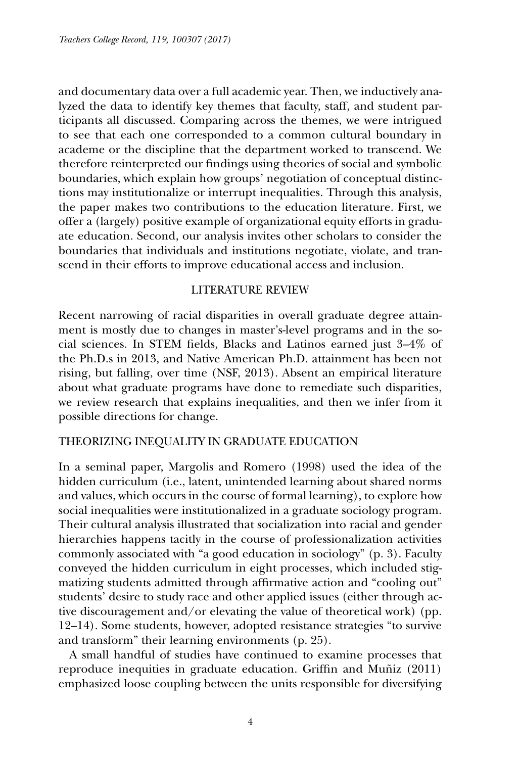and documentary data over a full academic year. Then, we inductively analyzed the data to identify key themes that faculty, staff, and student participants all discussed. Comparing across the themes, we were intrigued to see that each one corresponded to a common cultural boundary in academe or the discipline that the department worked to transcend. We therefore reinterpreted our findings using theories of social and symbolic boundaries, which explain how groups' negotiation of conceptual distinctions may institutionalize or interrupt inequalities. Through this analysis, the paper makes two contributions to the education literature. First, we offer a (largely) positive example of organizational equity efforts in graduate education. Second, our analysis invites other scholars to consider the boundaries that individuals and institutions negotiate, violate, and transcend in their efforts to improve educational access and inclusion.

## LITERATURE REVIEW

Recent narrowing of racial disparities in overall graduate degree attainment is mostly due to changes in master's-level programs and in the social sciences. In STEM fields, Blacks and Latinos earned just 3–4% of the Ph.D.s in 2013, and Native American Ph.D. attainment has been not rising, but falling, over time (NSF, 2013). Absent an empirical literature about what graduate programs have done to remediate such disparities, we review research that explains inequalities, and then we infer from it possible directions for change.

### THEORIZING INEQUALITY IN GRADUATE EDUCATION

In a seminal paper, Margolis and Romero (1998) used the idea of the hidden curriculum (i.e., latent, unintended learning about shared norms and values, which occurs in the course of formal learning), to explore how social inequalities were institutionalized in a graduate sociology program. Their cultural analysis illustrated that socialization into racial and gender hierarchies happens tacitly in the course of professionalization activities commonly associated with "a good education in sociology" (p. 3). Faculty conveyed the hidden curriculum in eight processes, which included stigmatizing students admitted through affirmative action and "cooling out" students' desire to study race and other applied issues (either through active discouragement and/or elevating the value of theoretical work) (pp. 12–14). Some students, however, adopted resistance strategies "to survive and transform" their learning environments (p. 25).

A small handful of studies have continued to examine processes that reproduce inequities in graduate education. Griffin and Muñiz (2011) emphasized loose coupling between the units responsible for diversifying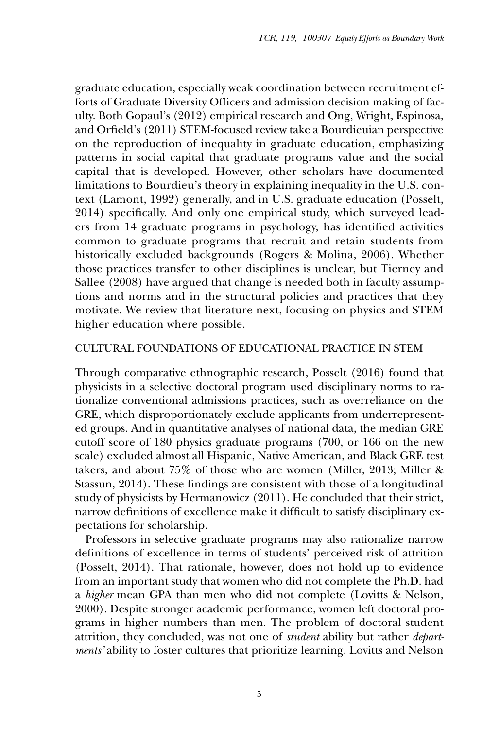graduate education, especially weak coordination between recruitment efforts of Graduate Diversity Officers and admission decision making of faculty. Both Gopaul's (2012) empirical research and Ong, Wright, Espinosa, and Orfield's (2011) STEM-focused review take a Bourdieuian perspective on the reproduction of inequality in graduate education, emphasizing patterns in social capital that graduate programs value and the social capital that is developed. However, other scholars have documented limitations to Bourdieu's theory in explaining inequality in the U.S. context (Lamont, 1992) generally, and in U.S. graduate education (Posselt, 2014) specifically. And only one empirical study, which surveyed leaders from 14 graduate programs in psychology, has identified activities common to graduate programs that recruit and retain students from historically excluded backgrounds (Rogers & Molina, 2006). Whether those practices transfer to other disciplines is unclear, but Tierney and Sallee (2008) have argued that change is needed both in faculty assumptions and norms and in the structural policies and practices that they motivate. We review that literature next, focusing on physics and STEM higher education where possible.

## CULTURAL FOUNDATIONS OF EDUCATIONAL PRACTICE IN STEM

Through comparative ethnographic research, Posselt (2016) found that physicists in a selective doctoral program used disciplinary norms to rationalize conventional admissions practices, such as overreliance on the GRE, which disproportionately exclude applicants from underrepresented groups. And in quantitative analyses of national data, the median GRE cutoff score of 180 physics graduate programs (700, or 166 on the new scale) excluded almost all Hispanic, Native American, and Black GRE test takers, and about 75% of those who are women (Miller, 2013; Miller & Stassun, 2014). These findings are consistent with those of a longitudinal study of physicists by Hermanowicz (2011). He concluded that their strict, narrow definitions of excellence make it difficult to satisfy disciplinary expectations for scholarship.

Professors in selective graduate programs may also rationalize narrow definitions of excellence in terms of students' perceived risk of attrition (Posselt, 2014). That rationale, however, does not hold up to evidence from an important study that women who did not complete the Ph.D. had a *higher* mean GPA than men who did not complete (Lovitts & Nelson, 2000). Despite stronger academic performance, women left doctoral programs in higher numbers than men. The problem of doctoral student attrition, they concluded, was not one of *student* ability but rather *departments'* ability to foster cultures that prioritize learning. Lovitts and Nelson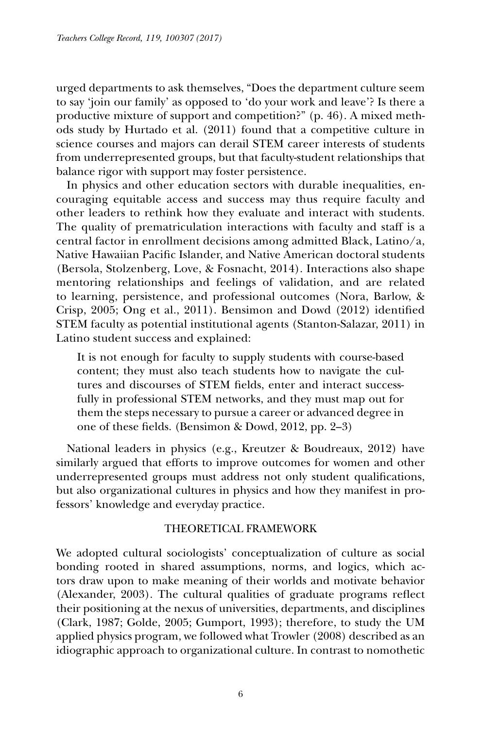urged departments to ask themselves, "Does the department culture seem to say 'join our family' as opposed to 'do your work and leave'? Is there a productive mixture of support and competition?" (p. 46). A mixed methods study by Hurtado et al. (2011) found that a competitive culture in science courses and majors can derail STEM career interests of students from underrepresented groups, but that faculty-student relationships that balance rigor with support may foster persistence.

In physics and other education sectors with durable inequalities, encouraging equitable access and success may thus require faculty and other leaders to rethink how they evaluate and interact with students. The quality of prematriculation interactions with faculty and staff is a central factor in enrollment decisions among admitted Black, Latino/a, Native Hawaiian Pacific Islander, and Native American doctoral students (Bersola, Stolzenberg, Love, & Fosnacht, 2014). Interactions also shape mentoring relationships and feelings of validation, and are related to learning, persistence, and professional outcomes (Nora, Barlow, & Crisp, 2005; Ong et al., 2011). Bensimon and Dowd (2012) identified STEM faculty as potential institutional agents (Stanton-Salazar, 2011) in Latino student success and explained:

> It is not enough for faculty to supply students with course-based content; they must also teach students how to navigate the cultures and discourses of STEM fields, enter and interact successfully in professional STEM networks, and they must map out for them the steps necessary to pursue a career or advanced degree in one of these fields. (Bensimon & Dowd, 2012, pp. 2–3)

National leaders in physics (e.g., Kreutzer & Boudreaux, 2012) have similarly argued that efforts to improve outcomes for women and other underrepresented groups must address not only student qualifications, but also organizational cultures in physics and how they manifest in professors' knowledge and everyday practice.

## THEORETICAL FRAMEWORK

We adopted cultural sociologists' conceptualization of culture as social bonding rooted in shared assumptions, norms, and logics, which actors draw upon to make meaning of their worlds and motivate behavior (Alexander, 2003). The cultural qualities of graduate programs reflect their positioning at the nexus of universities, departments, and disciplines (Clark, 1987; Golde, 2005; Gumport, 1993); therefore, to study the UM applied physics program, we followed what Trowler (2008) described as an idiographic approach to organizational culture. In contrast to nomothetic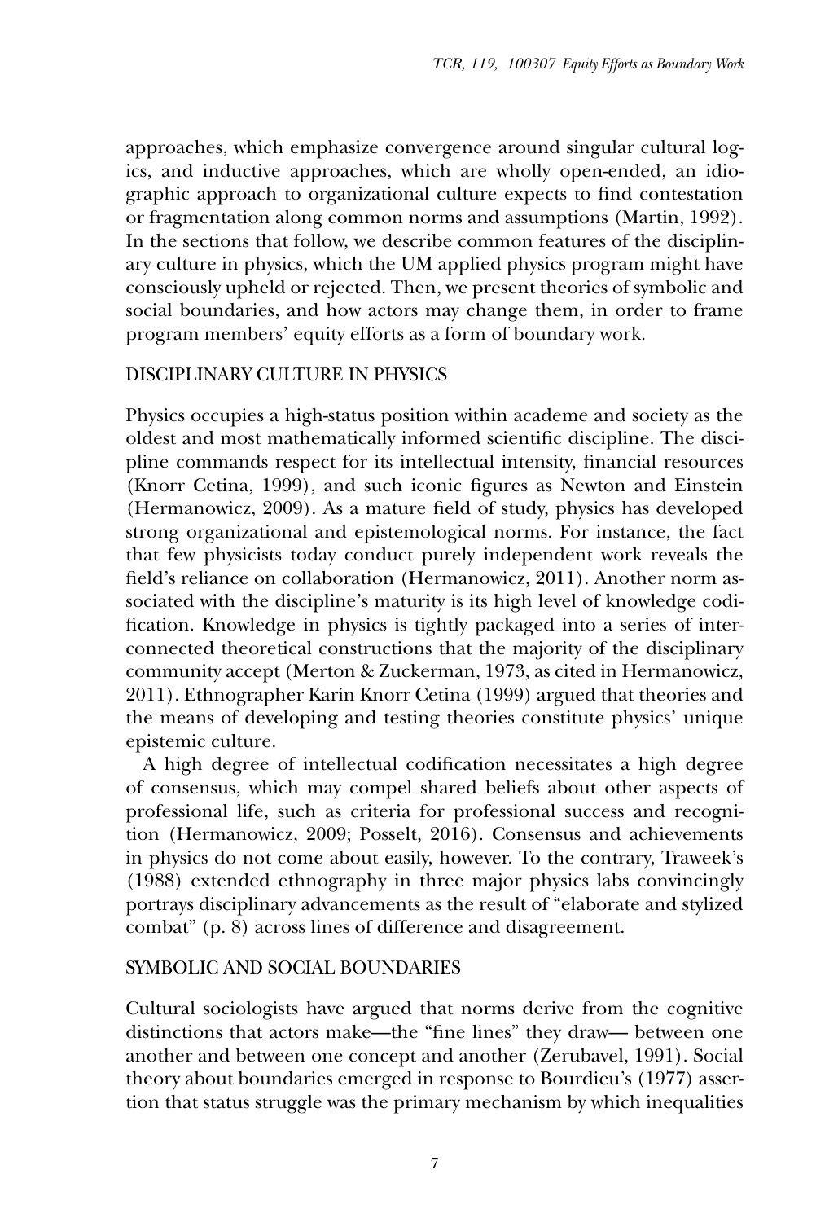approaches, which emphasize convergence around singular cultural logics, and inductive approaches, which are wholly open-ended, an idiographic approach to organizational culture expects to find contestation or fragmentation along common norms and assumptions (Martin, 1992). In the sections that follow, we describe common features of the disciplinary culture in physics, which the UM applied physics program might have consciously upheld or rejected. Then, we present theories of symbolic and social boundaries, and how actors may change them, in order to frame program members' equity efforts as a form of boundary work.

## DISCIPLINARY CULTURE IN PHYSICS

Physics occupies a high-status position within academe and society as the oldest and most mathematically informed scientific discipline. The discipline commands respect for its intellectual intensity, financial resources (Knorr Cetina, 1999), and such iconic figures as Newton and Einstein (Hermanowicz, 2009). As a mature field of study, physics has developed strong organizational and epistemological norms. For instance, the fact that few physicists today conduct purely independent work reveals the field's reliance on collaboration (Hermanowicz, 2011). Another norm associated with the discipline's maturity is its high level of knowledge codification. Knowledge in physics is tightly packaged into a series of interconnected theoretical constructions that the majority of the disciplinary community accept (Merton & Zuckerman, 1973, as cited in Hermanowicz, 2011). Ethnographer Karin Knorr Cetina (1999) argued that theories and the means of developing and testing theories constitute physics' unique epistemic culture.

A high degree of intellectual codification necessitates a high degree of consensus, which may compel shared beliefs about other aspects of professional life, such as criteria for professional success and recognition (Hermanowicz, 2009; Posselt, 2016). Consensus and achievements in physics do not come about easily, however. To the contrary, Traweek's (1988) extended ethnography in three major physics labs convincingly portrays disciplinary advancements as the result of "elaborate and stylized combat" (p. 8) across lines of difference and disagreement.

## SYMBOLIC AND SOCIAL BOUNDARIES

Cultural sociologists have argued that norms derive from the cognitive distinctions that actors make—the "fine lines" they draw— between one another and between one concept and another (Zerubavel, 1991). Social theory about boundaries emerged in response to Bourdieu's (1977) assertion that status struggle was the primary mechanism by which inequalities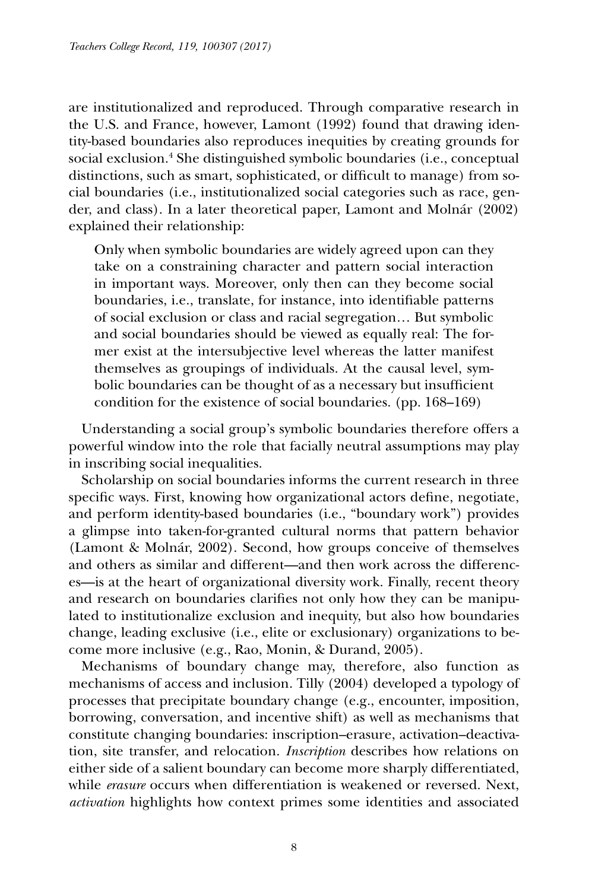are institutionalized and reproduced. Through comparative research in the U.S. and France, however, Lamont (1992) found that drawing identity-based boundaries also reproduces inequities by creating grounds for social exclusion.[4] She distinguished symbolic boundaries (i.e., conceptual distinctions, such as smart, sophisticated, or difficult to manage) from social boundaries (i.e., institutionalized social categories such as race, gender, and class). In a later theoretical paper, Lamont and Molnár (2002) explained their relationship:

> Only when symbolic boundaries are widely agreed upon can they take on a constraining character and pattern social interaction in important ways. Moreover, only then can they become social boundaries, i.e., translate, for instance, into identifiable patterns of social exclusion or class and racial segregation… But symbolic and social boundaries should be viewed as equally real: The former exist at the intersubjective level whereas the latter manifest themselves as groupings of individuals. At the causal level, symbolic boundaries can be thought of as a necessary but insufficient condition for the existence of social boundaries. (pp. 168–169)

Understanding a social group's symbolic boundaries therefore offers a powerful window into the role that facially neutral assumptions may play in inscribing social inequalities.

Scholarship on social boundaries informs the current research in three specific ways. First, knowing how organizational actors define, negotiate, and perform identity-based boundaries (i.e., "boundary work") provides a glimpse into taken-for-granted cultural norms that pattern behavior (Lamont & Molnár, 2002). Second, how groups conceive of themselves and others as similar and different—and then work across the differences—is at the heart of organizational diversity work. Finally, recent theory and research on boundaries clarifies not only how they can be manipulated to institutionalize exclusion and inequity, but also how boundaries change, leading exclusive (i.e., elite or exclusionary) organizations to become more inclusive (e.g., Rao, Monin, & Durand, 2005).

Mechanisms of boundary change may, therefore, also function as mechanisms of access and inclusion. Tilly (2004) developed a typology of processes that precipitate boundary change (e.g., encounter, imposition, borrowing, conversation, and incentive shift) as well as mechanisms that constitute changing boundaries: inscription–erasure, activation–deactivation, site transfer, and relocation. *Inscription* describes how relations on either side of a salient boundary can become more sharply differentiated, while *erasure* occurs when differentiation is weakened or reversed. Next, *activation* highlights how context primes some identities and associated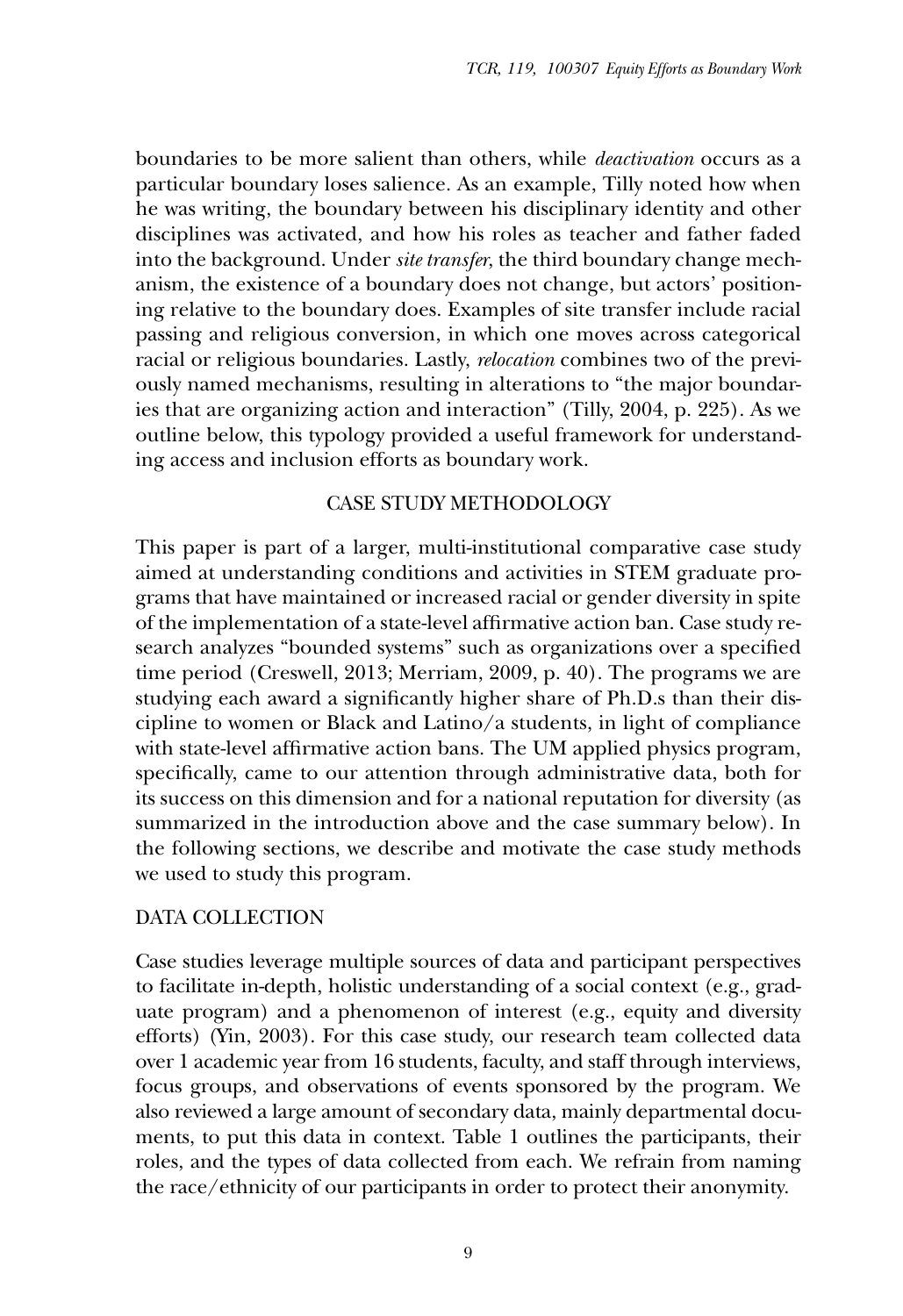boundaries to be more salient than others, while *deactivation* occurs as a particular boundary loses salience. As an example, Tilly noted how when he was writing, the boundary between his disciplinary identity and other disciplines was activated, and how his roles as teacher and father faded into the background. Under *site transfer*, the third boundary change mechanism, the existence of a boundary does not change, but actors' positioning relative to the boundary does. Examples of site transfer include racial passing and religious conversion, in which one moves across categorical racial or religious boundaries. Lastly, *relocation* combines two of the previously named mechanisms, resulting in alterations to "the major boundaries that are organizing action and interaction" (Tilly, 2004, p. 225). As we outline below, this typology provided a useful framework for understanding access and inclusion efforts as boundary work.

## CASE STUDY METHODOLOGY

This paper is part of a larger, multi-institutional comparative case study aimed at understanding conditions and activities in STEM graduate programs that have maintained or increased racial or gender diversity in spite of the implementation of a state-level affirmative action ban. Case study research analyzes "bounded systems" such as organizations over a specified time period (Creswell, 2013; Merriam, 2009, p. 40). The programs we are studying each award a significantly higher share of Ph.D.s than their discipline to women or Black and Latino/a students, in light of compliance with state-level affirmative action bans. The UM applied physics program, specifically, came to our attention through administrative data, both for its success on this dimension and for a national reputation for diversity (as summarized in the introduction above and the case summary below). In the following sections, we describe and motivate the case study methods we used to study this program.

## DATA COLLECTION

Case studies leverage multiple sources of data and participant perspectives to facilitate in-depth, holistic understanding of a social context (e.g., graduate program) and a phenomenon of interest (e.g., equity and diversity efforts) (Yin, 2003). For this case study, our research team collected data over 1 academic year from 16 students, faculty, and staff through interviews, focus groups, and observations of events sponsored by the program. We also reviewed a large amount of secondary data, mainly departmental documents, to put this data in context. Table 1 outlines the participants, their roles, and the types of data collected from each. We refrain from naming the race/ethnicity of our participants in order to protect their anonymity.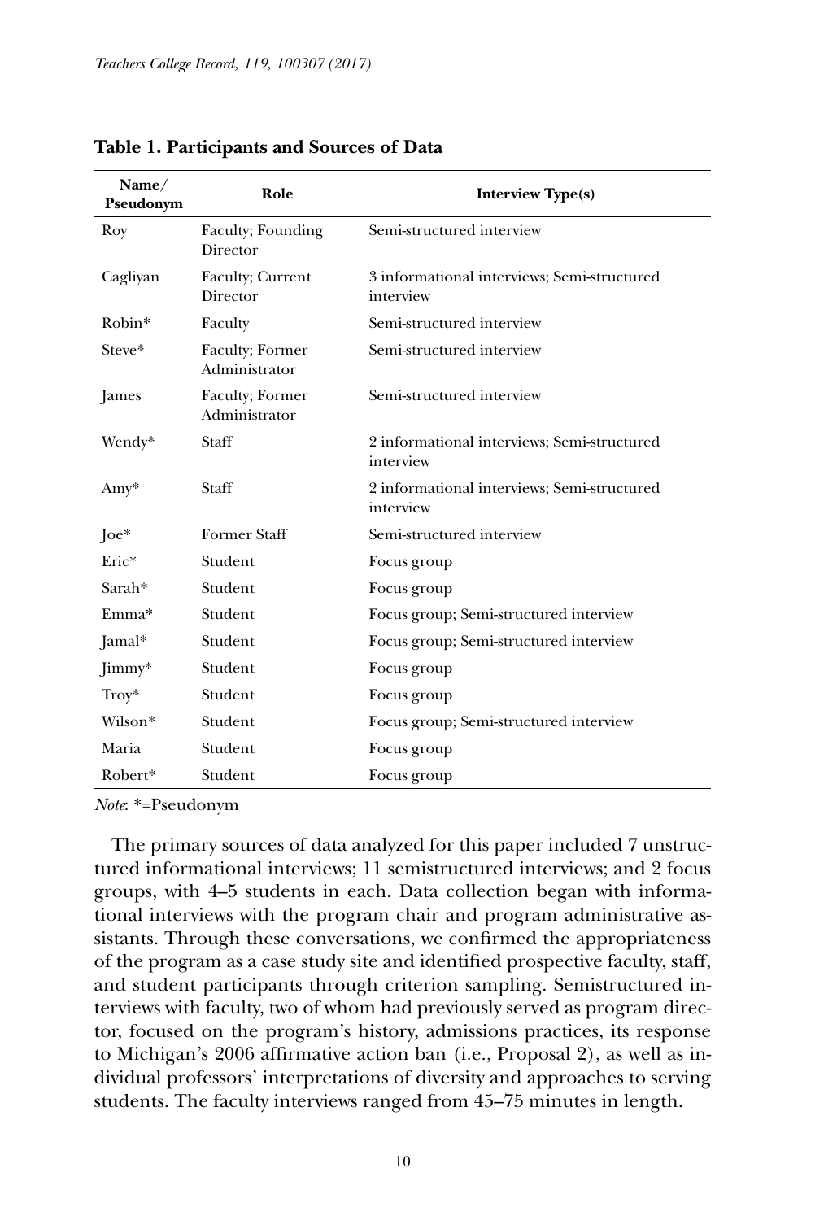**Table 1. Participants and Sources of Data**

| Name/ Pseudonym | Role | Interview Type(s) |
|---|---|---|
| Roy | Faculty; Founding Director | Semi-structured interview |
| Cagliyan | Faculty; Current Director | 3 informational interviews; Semi-structured interview |
| Robin* | Faculty | Semi-structured interview |
| Steve* | Faculty; Former Administrator | Semi-structured interview |
| James | Faculty; Former Administrator | Semi-structured interview |
| Wendy* | Staff | 2 informational interviews; Semi-structured interview |
| Amy* | Staff | 2 informational interviews; Semi-structured interview |
| Joe* | Former Staff | Semi-structured interview |
| Eric* | Student | Focus group |
| Sarah* | Student | Focus group |
| Emma* | Student | Focus group; Semi-structured interview |
| Jamal* | Student | Focus group; Semi-structured interview |
| Jimmy* | Student | Focus group |
| Troy* | Student | Focus group |
| Wilson* | Student | Focus group; Semi-structured interview |
| Maria | Student | Focus group |
| Robert* | Student | Focus group |

*Note*: *=Pseudonym

The primary sources of data analyzed for this paper included 7 unstructured informational interviews; 11 semistructured interviews; and 2 focus groups, with 4–5 students in each. Data collection began with informational interviews with the program chair and program administrative assistants. Through these conversations, we confirmed the appropriateness of the program as a case study site and identified prospective faculty, staff, and student participants through criterion sampling. Semistructured interviews with faculty, two of whom had previously served as program director, focused on the program's history, admissions practices, its response to Michigan's 2006 affirmative action ban (i.e., Proposal 2), as well as individual professors' interpretations of diversity and approaches to serving students. The faculty interviews ranged from 45–75 minutes in length.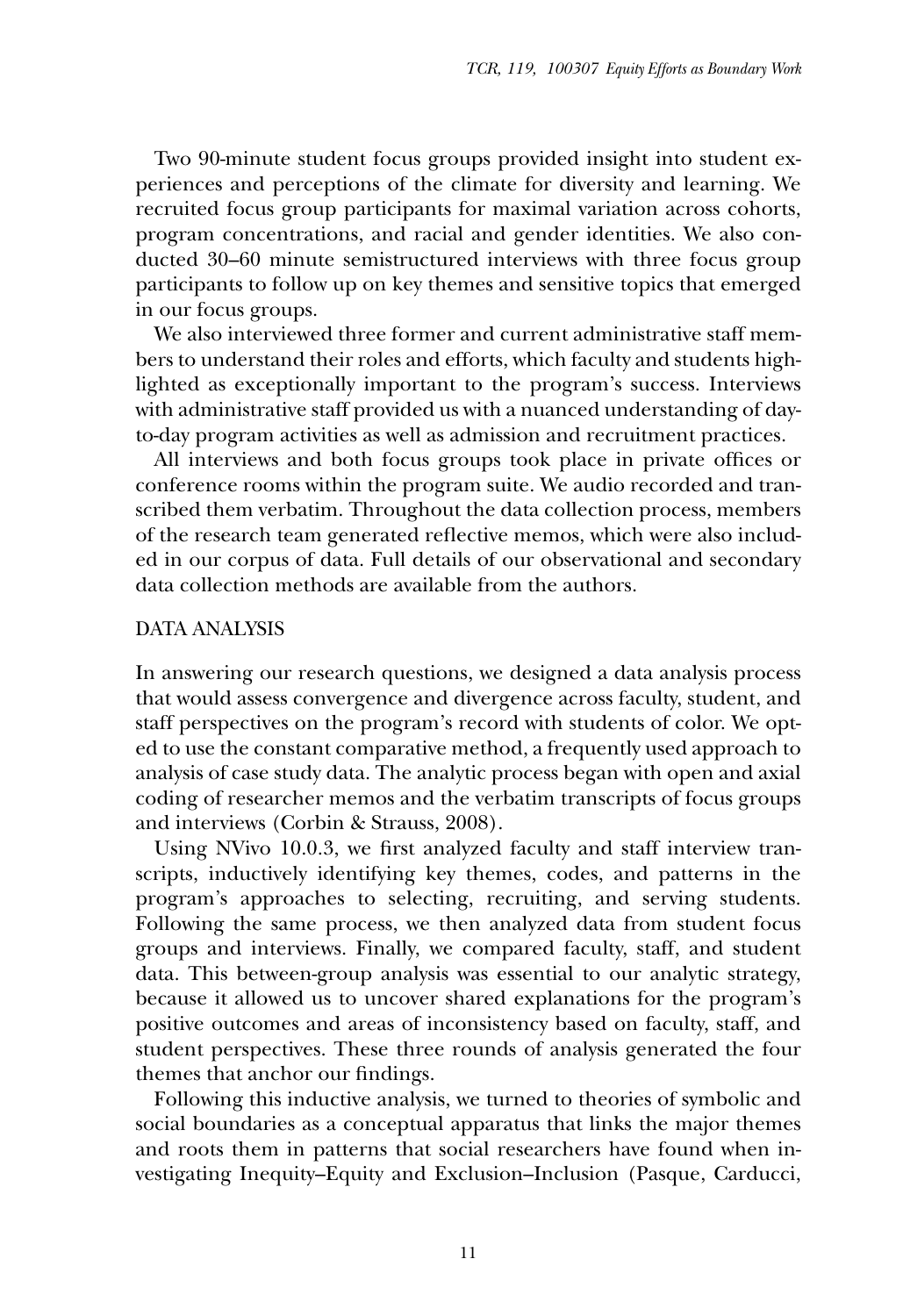Two 90-minute student focus groups provided insight into student experiences and perceptions of the climate for diversity and learning. We recruited focus group participants for maximal variation across cohorts, program concentrations, and racial and gender identities. We also conducted 30–60 minute semistructured interviews with three focus group participants to follow up on key themes and sensitive topics that emerged in our focus groups.

We also interviewed three former and current administrative staff members to understand their roles and efforts, which faculty and students highlighted as exceptionally important to the program's success. Interviews with administrative staff provided us with a nuanced understanding of day-to-day program activities as well as admission and recruitment practices.

All interviews and both focus groups took place in private offices or conference rooms within the program suite. We audio recorded and transcribed them verbatim. Throughout the data collection process, members of the research team generated reflective memos, which were also included in our corpus of data. Full details of our observational and secondary data collection methods are available from the authors.

## DATA ANALYSIS

In answering our research questions, we designed a data analysis process that would assess convergence and divergence across faculty, student, and staff perspectives on the program's record with students of color. We opted to use the constant comparative method, a frequently used approach to analysis of case study data. The analytic process began with open and axial coding of researcher memos and the verbatim transcripts of focus groups and interviews (Corbin & Strauss, 2008).

Using NVivo 10.0.3, we first analyzed faculty and staff interview transcripts, inductively identifying key themes, codes, and patterns in the program's approaches to selecting, recruiting, and serving students. Following the same process, we then analyzed data from student focus groups and interviews. Finally, we compared faculty, staff, and student data. This between-group analysis was essential to our analytic strategy, because it allowed us to uncover shared explanations for the program's positive outcomes and areas of inconsistency based on faculty, staff, and student perspectives. These three rounds of analysis generated the four themes that anchor our findings.

Following this inductive analysis, we turned to theories of symbolic and social boundaries as a conceptual apparatus that links the major themes and roots them in patterns that social researchers have found when investigating Inequity–Equity and Exclusion–Inclusion (Pasque, Carducci,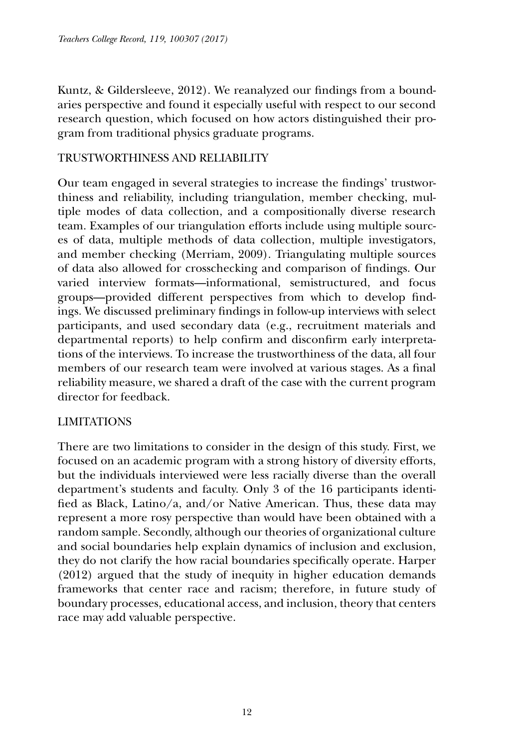Kuntz, & Gildersleeve, 2012). We reanalyzed our findings from a boundaries perspective and found it especially useful with respect to our second research question, which focused on how actors distinguished their program from traditional physics graduate programs.

## TRUSTWORTHINESS AND RELIABILITY

Our team engaged in several strategies to increase the findings' trustworthiness and reliability, including triangulation, member checking, multiple modes of data collection, and a compositionally diverse research team. Examples of our triangulation efforts include using multiple sources of data, multiple methods of data collection, multiple investigators, and member checking (Merriam, 2009). Triangulating multiple sources of data also allowed for crosschecking and comparison of findings. Our varied interview formats—informational, semistructured, and focus groups—provided different perspectives from which to develop findings. We discussed preliminary findings in follow-up interviews with select participants, and used secondary data (e.g., recruitment materials and departmental reports) to help confirm and disconfirm early interpretations of the interviews. To increase the trustworthiness of the data, all four members of our research team were involved at various stages. As a final reliability measure, we shared a draft of the case with the current program director for feedback.

## LIMITATIONS

There are two limitations to consider in the design of this study. First, we focused on an academic program with a strong history of diversity efforts, but the individuals interviewed were less racially diverse than the overall department's students and faculty. Only 3 of the 16 participants identified as Black, Latino/a, and/or Native American. Thus, these data may represent a more rosy perspective than would have been obtained with a random sample. Secondly, although our theories of organizational culture and social boundaries help explain dynamics of inclusion and exclusion, they do not clarify the how racial boundaries specifically operate. Harper (2012) argued that the study of inequity in higher education demands frameworks that center race and racism; therefore, in future study of boundary processes, educational access, and inclusion, theory that centers race may add valuable perspective.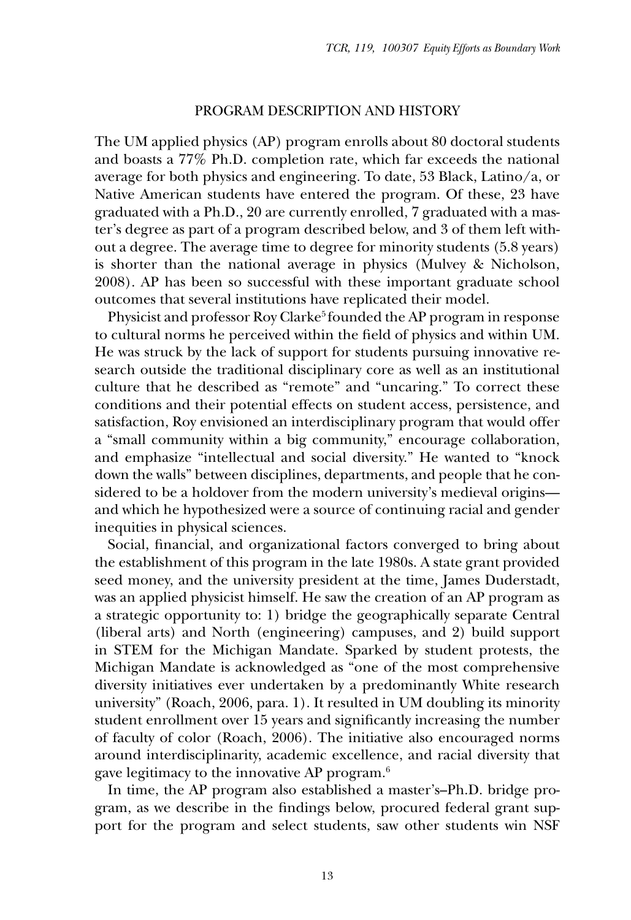## PROGRAM DESCRIPTION AND HISTORY

The UM applied physics (AP) program enrolls about 80 doctoral students and boasts a 77% Ph.D. completion rate, which far exceeds the national average for both physics and engineering. To date, 53 Black, Latino/a, or Native American students have entered the program. Of these, 23 have graduated with a Ph.D., 20 are currently enrolled, 7 graduated with a master's degree as part of a program described below, and 3 of them left without a degree. The average time to degree for minority students (5.8 years) is shorter than the national average in physics (Mulvey & Nicholson, 2008). AP has been so successful with these important graduate school outcomes that several institutions have replicated their model.

Physicist and professor Roy Clarke[5] founded the AP program in response to cultural norms he perceived within the field of physics and within UM. He was struck by the lack of support for students pursuing innovative research outside the traditional disciplinary core as well as an institutional culture that he described as "remote" and "uncaring." To correct these conditions and their potential effects on student access, persistence, and satisfaction, Roy envisioned an interdisciplinary program that would offer a "small community within a big community," encourage collaboration, and emphasize "intellectual and social diversity." He wanted to "knock down the walls" between disciplines, departments, and people that he considered to be a holdover from the modern university's medieval origins—and which he hypothesized were a source of continuing racial and gender inequities in physical sciences.

Social, financial, and organizational factors converged to bring about the establishment of this program in the late 1980s. A state grant provided seed money, and the university president at the time, James Duderstadt, was an applied physicist himself. He saw the creation of an AP program as a strategic opportunity to: 1) bridge the geographically separate Central (liberal arts) and North (engineering) campuses, and 2) build support in STEM for the Michigan Mandate. Sparked by student protests, the Michigan Mandate is acknowledged as "one of the most comprehensive diversity initiatives ever undertaken by a predominantly White research university" (Roach, 2006, para. 1). It resulted in UM doubling its minority student enrollment over 15 years and significantly increasing the number of faculty of color (Roach, 2006). The initiative also encouraged norms around interdisciplinarity, academic excellence, and racial diversity that gave legitimacy to the innovative AP program.[6]

In time, the AP program also established a master's–Ph.D. bridge program, as we describe in the findings below, procured federal grant support for the program and select students, saw other students win NSF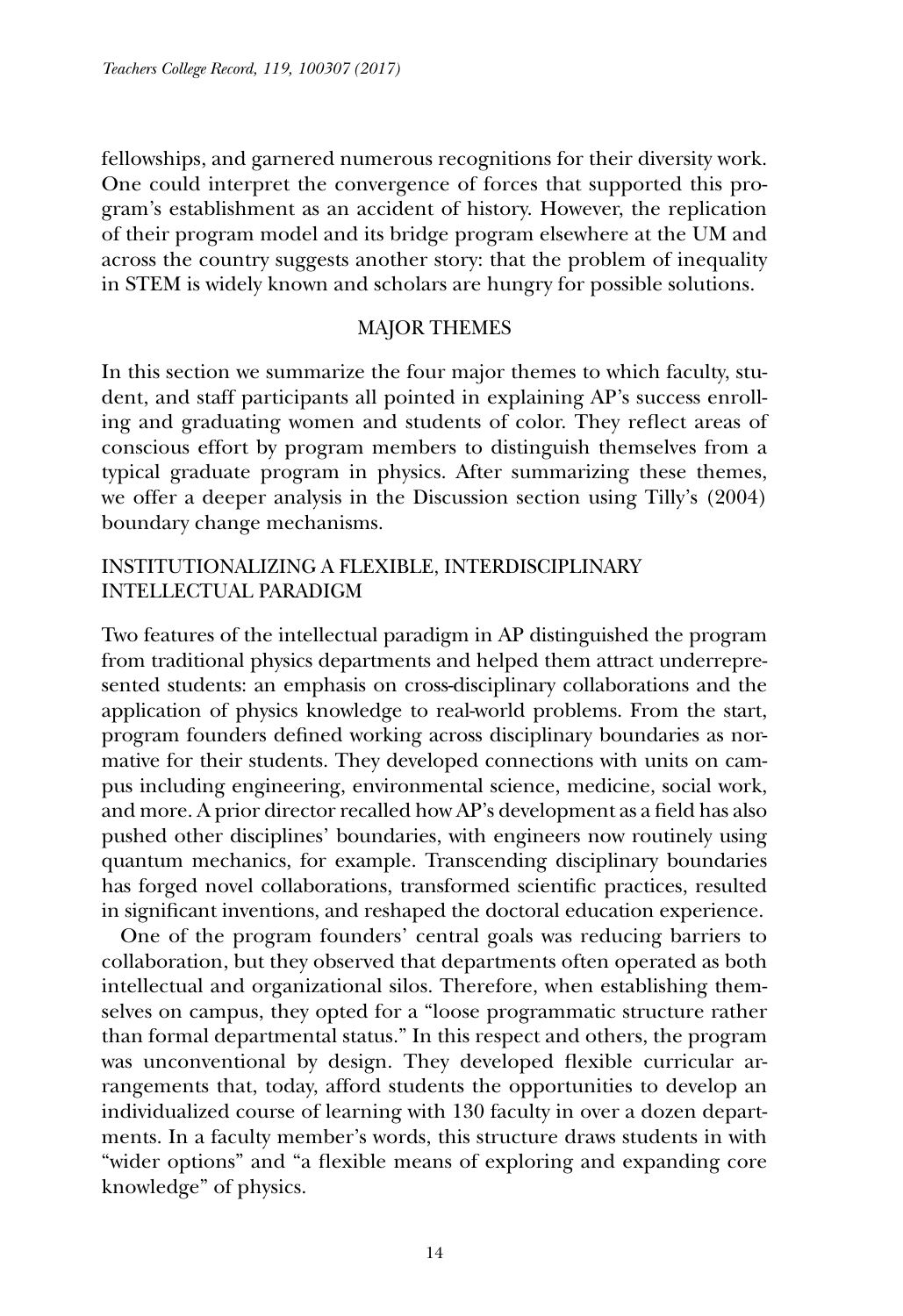fellowships, and garnered numerous recognitions for their diversity work. One could interpret the convergence of forces that supported this program's establishment as an accident of history. However, the replication of their program model and its bridge program elsewhere at the UM and across the country suggests another story: that the problem of inequality in STEM is widely known and scholars are hungry for possible solutions.

## MAJOR THEMES

In this section we summarize the four major themes to which faculty, student, and staff participants all pointed in explaining AP's success enrolling and graduating women and students of color. They reflect areas of conscious effort by program members to distinguish themselves from a typical graduate program in physics. After summarizing these themes, we offer a deeper analysis in the Discussion section using Tilly's (2004) boundary change mechanisms.

### INSTITUTIONALIZING A FLEXIBLE, INTERDISCIPLINARY INTELLECTUAL PARADIGM

Two features of the intellectual paradigm in AP distinguished the program from traditional physics departments and helped them attract underrepresented students: an emphasis on cross-disciplinary collaborations and the application of physics knowledge to real-world problems. From the start, program founders defined working across disciplinary boundaries as normative for their students. They developed connections with units on campus including engineering, environmental science, medicine, social work, and more. A prior director recalled how AP's development as a field has also pushed other disciplines' boundaries, with engineers now routinely using quantum mechanics, for example. Transcending disciplinary boundaries has forged novel collaborations, transformed scientific practices, resulted in significant inventions, and reshaped the doctoral education experience.

One of the program founders' central goals was reducing barriers to collaboration, but they observed that departments often operated as both intellectual and organizational silos. Therefore, when establishing themselves on campus, they opted for a "loose programmatic structure rather than formal departmental status." In this respect and others, the program was unconventional by design. They developed flexible curricular arrangements that, today, afford students the opportunities to develop an individualized course of learning with 130 faculty in over a dozen departments. In a faculty member's words, this structure draws students in with "wider options" and "a flexible means of exploring and expanding core knowledge" of physics.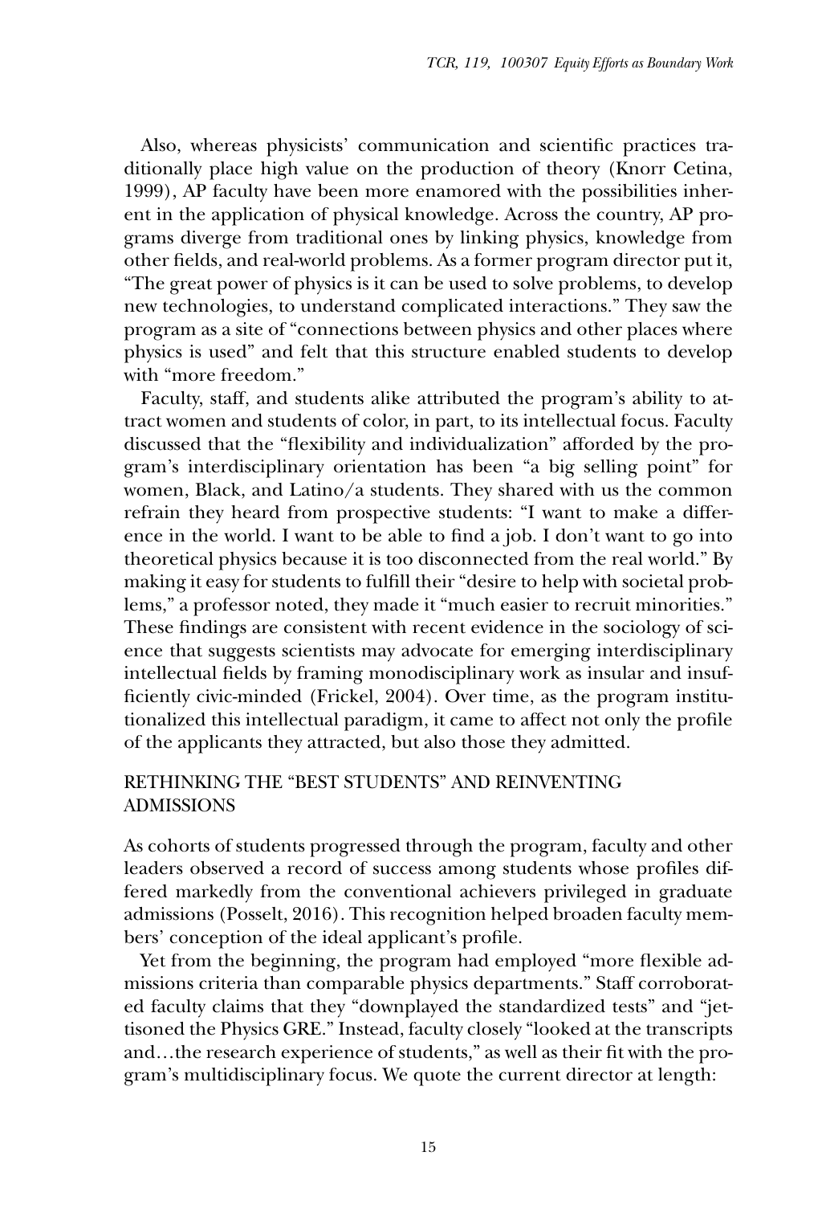Also, whereas physicists' communication and scientific practices traditionally place high value on the production of theory (Knorr Cetina, 1999), AP faculty have been more enamored with the possibilities inherent in the application of physical knowledge. Across the country, AP programs diverge from traditional ones by linking physics, knowledge from other fields, and real-world problems. As a former program director put it, "The great power of physics is it can be used to solve problems, to develop new technologies, to understand complicated interactions." They saw the program as a site of "connections between physics and other places where physics is used" and felt that this structure enabled students to develop with "more freedom."

Faculty, staff, and students alike attributed the program's ability to attract women and students of color, in part, to its intellectual focus. Faculty discussed that the "flexibility and individualization" afforded by the program's interdisciplinary orientation has been "a big selling point" for women, Black, and Latino/a students. They shared with us the common refrain they heard from prospective students: "I want to make a difference in the world. I want to be able to find a job. I don't want to go into theoretical physics because it is too disconnected from the real world." By making it easy for students to fulfill their "desire to help with societal problems," a professor noted, they made it "much easier to recruit minorities." These findings are consistent with recent evidence in the sociology of science that suggests scientists may advocate for emerging interdisciplinary intellectual fields by framing monodisciplinary work as insular and insufficiently civic-minded (Frickel, 2004). Over time, as the program institutionalized this intellectual paradigm, it came to affect not only the profile of the applicants they attracted, but also those they admitted.

## RETHINKING THE "BEST STUDENTS" AND REINVENTING ADMISSIONS

As cohorts of students progressed through the program, faculty and other leaders observed a record of success among students whose profiles differed markedly from the conventional achievers privileged in graduate admissions (Posselt, 2016). This recognition helped broaden faculty members' conception of the ideal applicant's profile.

Yet from the beginning, the program had employed "more flexible admissions criteria than comparable physics departments." Staff corroborated faculty claims that they "downplayed the standardized tests" and "jettisoned the Physics GRE." Instead, faculty closely "looked at the transcripts and…the research experience of students," as well as their fit with the program's multidisciplinary focus. We quote the current director at length: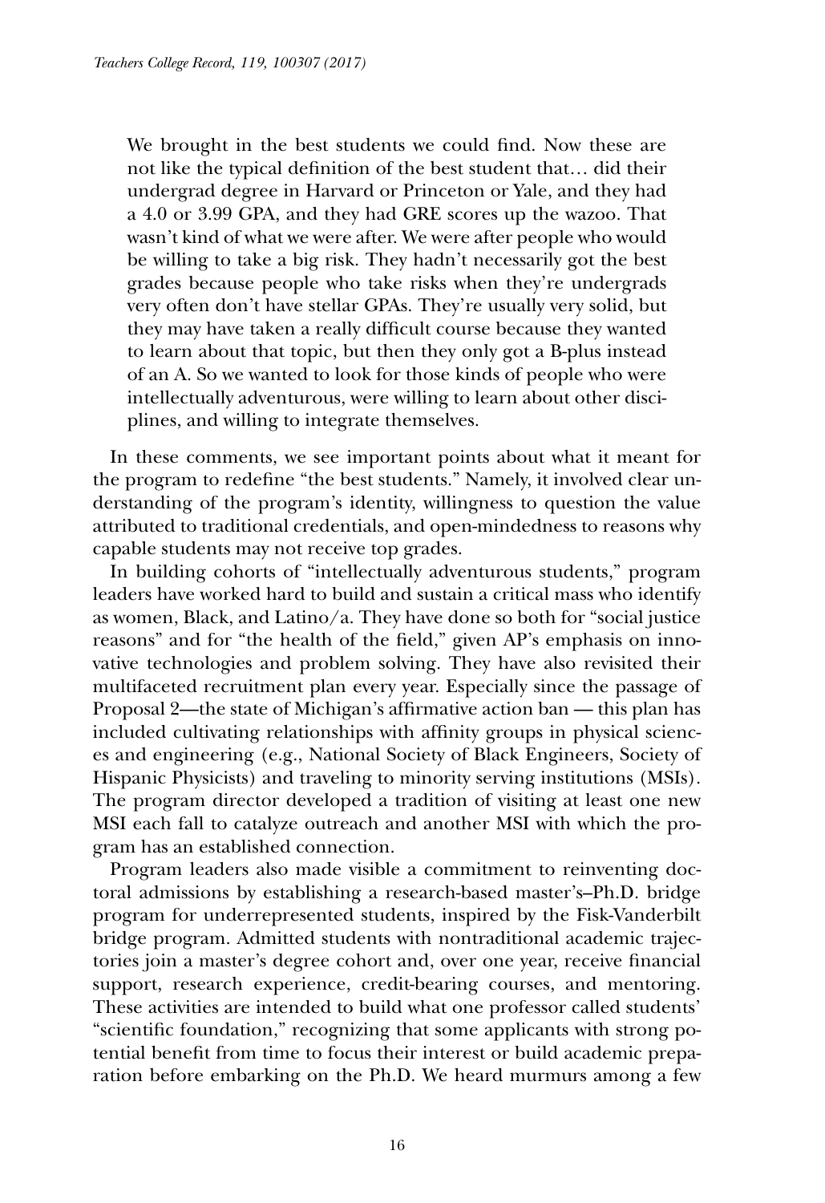> We brought in the best students we could find. Now these are not like the typical definition of the best student that… did their undergrad degree in Harvard or Princeton or Yale, and they had a 4.0 or 3.99 GPA, and they had GRE scores up the wazoo. That wasn't kind of what we were after. We were after people who would be willing to take a big risk. They hadn't necessarily got the best grades because people who take risks when they're undergrads very often don't have stellar GPAs. They're usually very solid, but they may have taken a really difficult course because they wanted to learn about that topic, but then they only got a B-plus instead of an A. So we wanted to look for those kinds of people who were intellectually adventurous, were willing to learn about other disciplines, and willing to integrate themselves.

In these comments, we see important points about what it meant for the program to redefine "the best students." Namely, it involved clear understanding of the program's identity, willingness to question the value attributed to traditional credentials, and open-mindedness to reasons why capable students may not receive top grades.

In building cohorts of "intellectually adventurous students," program leaders have worked hard to build and sustain a critical mass who identify as women, Black, and Latino/a. They have done so both for "social justice reasons" and for "the health of the field," given AP's emphasis on innovative technologies and problem solving. They have also revisited their multifaceted recruitment plan every year. Especially since the passage of Proposal 2—the state of Michigan's affirmative action ban — this plan has included cultivating relationships with affinity groups in physical sciences and engineering (e.g., National Society of Black Engineers, Society of Hispanic Physicists) and traveling to minority serving institutions (MSIs). The program director developed a tradition of visiting at least one new MSI each fall to catalyze outreach and another MSI with which the program has an established connection.

Program leaders also made visible a commitment to reinventing doctoral admissions by establishing a research-based master's–Ph.D. bridge program for underrepresented students, inspired by the Fisk-Vanderbilt bridge program. Admitted students with nontraditional academic trajectories join a master's degree cohort and, over one year, receive financial support, research experience, credit-bearing courses, and mentoring. These activities are intended to build what one professor called students' "scientific foundation," recognizing that some applicants with strong potential benefit from time to focus their interest or build academic preparation before embarking on the Ph.D. We heard murmurs among a few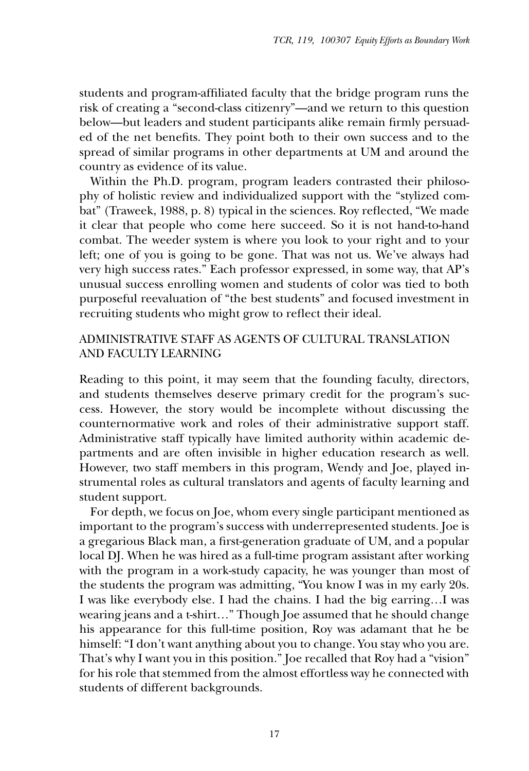students and program-affiliated faculty that the bridge program runs the risk of creating a "second-class citizenry"—and we return to this question below—but leaders and student participants alike remain firmly persuaded of the net benefits. They point both to their own success and to the spread of similar programs in other departments at UM and around the country as evidence of its value.

Within the Ph.D. program, program leaders contrasted their philosophy of holistic review and individualized support with the "stylized combat" (Traweek, 1988, p. 8) typical in the sciences. Roy reflected, "We made it clear that people who come here succeed. So it is not hand-to-hand combat. The weeder system is where you look to your right and to your left; one of you is going to be gone. That was not us. We've always had very high success rates." Each professor expressed, in some way, that AP's unusual success enrolling women and students of color was tied to both purposeful reevaluation of "the best students" and focused investment in recruiting students who might grow to reflect their ideal.

## ADMINISTRATIVE STAFF AS AGENTS OF CULTURAL TRANSLATION AND FACULTY LEARNING

Reading to this point, it may seem that the founding faculty, directors, and students themselves deserve primary credit for the program's success. However, the story would be incomplete without discussing the counternormative work and roles of their administrative support staff. Administrative staff typically have limited authority within academic departments and are often invisible in higher education research as well. However, two staff members in this program, Wendy and Joe, played instrumental roles as cultural translators and agents of faculty learning and student support.

For depth, we focus on Joe, whom every single participant mentioned as important to the program's success with underrepresented students. Joe is a gregarious Black man, a first-generation graduate of UM, and a popular local DJ. When he was hired as a full-time program assistant after working with the program in a work-study capacity, he was younger than most of the students the program was admitting, "You know I was in my early 20s. I was like everybody else. I had the chains. I had the big earring…I was wearing jeans and a t-shirt…" Though Joe assumed that he should change his appearance for this full-time position, Roy was adamant that he be himself: "I don't want anything about you to change. You stay who you are. That's why I want you in this position." Joe recalled that Roy had a "vision" for his role that stemmed from the almost effortless way he connected with students of different backgrounds.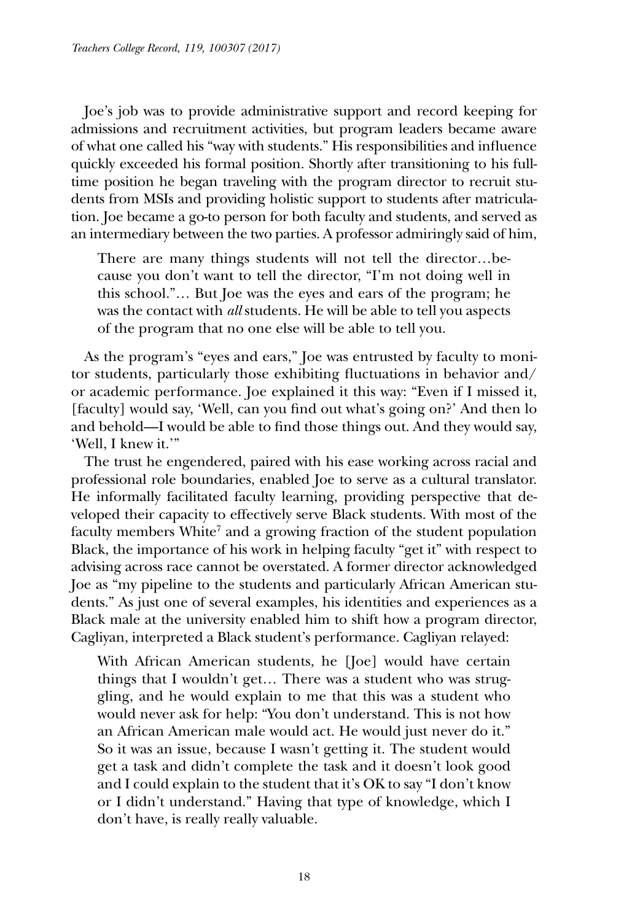Joe's job was to provide administrative support and record keeping for admissions and recruitment activities, but program leaders became aware of what one called his "way with students." His responsibilities and influence quickly exceeded his formal position. Shortly after transitioning to his full-time position he began traveling with the program director to recruit students from MSIs and providing holistic support to students after matriculation. Joe became a go-to person for both faculty and students, and served as an intermediary between the two parties. A professor admiringly said of him,

> There are many things students will not tell the director…because you don't want to tell the director, "I'm not doing well in this school."… But Joe was the eyes and ears of the program; he was the contact with *all* students. He will be able to tell you aspects of the program that no one else will be able to tell you.

As the program's "eyes and ears," Joe was entrusted by faculty to monitor students, particularly those exhibiting fluctuations in behavior and/or academic performance. Joe explained it this way: "Even if I missed it, [faculty] would say, 'Well, can you find out what's going on?' And then lo and behold—I would be able to find those things out. And they would say, 'Well, I knew it.'"

The trust he engendered, paired with his ease working across racial and professional role boundaries, enabled Joe to serve as a cultural translator. He informally facilitated faculty learning, providing perspective that developed their capacity to effectively serve Black students. With most of the faculty members White[7] and a growing fraction of the student population Black, the importance of his work in helping faculty "get it" with respect to advising across race cannot be overstated. A former director acknowledged Joe as "my pipeline to the students and particularly African American students." As just one of several examples, his identities and experiences as a Black male at the university enabled him to shift how a program director, Cagliyan, interpreted a Black student's performance. Cagliyan relayed:

> With African American students, he [Joe] would have certain things that I wouldn't get… There was a student who was struggling, and he would explain to me that this was a student who would never ask for help: "You don't understand. This is not how an African American male would act. He would just never do it." So it was an issue, because I wasn't getting it. The student would get a task and didn't complete the task and it doesn't look good and I could explain to the student that it's OK to say "I don't know or I didn't understand." Having that type of knowledge, which I don't have, is really really valuable.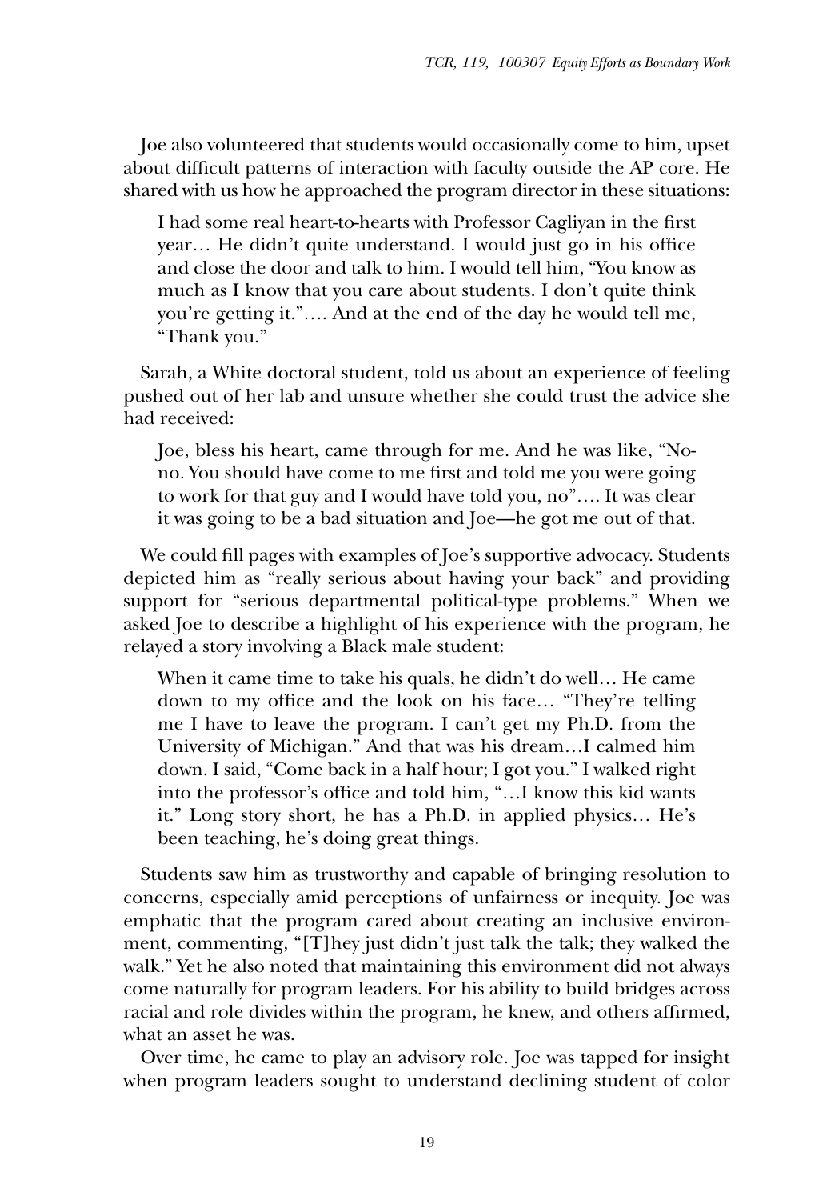Joe also volunteered that students would occasionally come to him, upset about difficult patterns of interaction with faculty outside the AP core. He shared with us how he approached the program director in these situations:

> I had some real heart-to-hearts with Professor Cagliyan in the first year… He didn't quite understand. I would just go in his office and close the door and talk to him. I would tell him, "You know as much as I know that you care about students. I don't quite think you're getting it."…. And at the end of the day he would tell me, "Thank you."

Sarah, a White doctoral student, told us about an experience of feeling pushed out of her lab and unsure whether she could trust the advice she had received:

> Joe, bless his heart, came through for me. And he was like, "No-no. You should have come to me first and told me you were going to work for that guy and I would have told you, no"…. It was clear it was going to be a bad situation and Joe—he got me out of that.

We could fill pages with examples of Joe's supportive advocacy. Students depicted him as "really serious about having your back" and providing support for "serious departmental political-type problems." When we asked Joe to describe a highlight of his experience with the program, he relayed a story involving a Black male student:

> When it came time to take his quals, he didn't do well… He came down to my office and the look on his face… "They're telling me I have to leave the program. I can't get my Ph.D. from the University of Michigan." And that was his dream…I calmed him down. I said, "Come back in a half hour; I got you." I walked right into the professor's office and told him, "…I know this kid wants it." Long story short, he has a Ph.D. in applied physics… He's been teaching, he's doing great things.

Students saw him as trustworthy and capable of bringing resolution to concerns, especially amid perceptions of unfairness or inequity. Joe was emphatic that the program cared about creating an inclusive environment, commenting, "[T]hey just didn't just talk the talk; they walked the walk." Yet he also noted that maintaining this environment did not always come naturally for program leaders. For his ability to build bridges across racial and role divides within the program, he knew, and others affirmed, what an asset he was.

Over time, he came to play an advisory role. Joe was tapped for insight when program leaders sought to understand declining student of color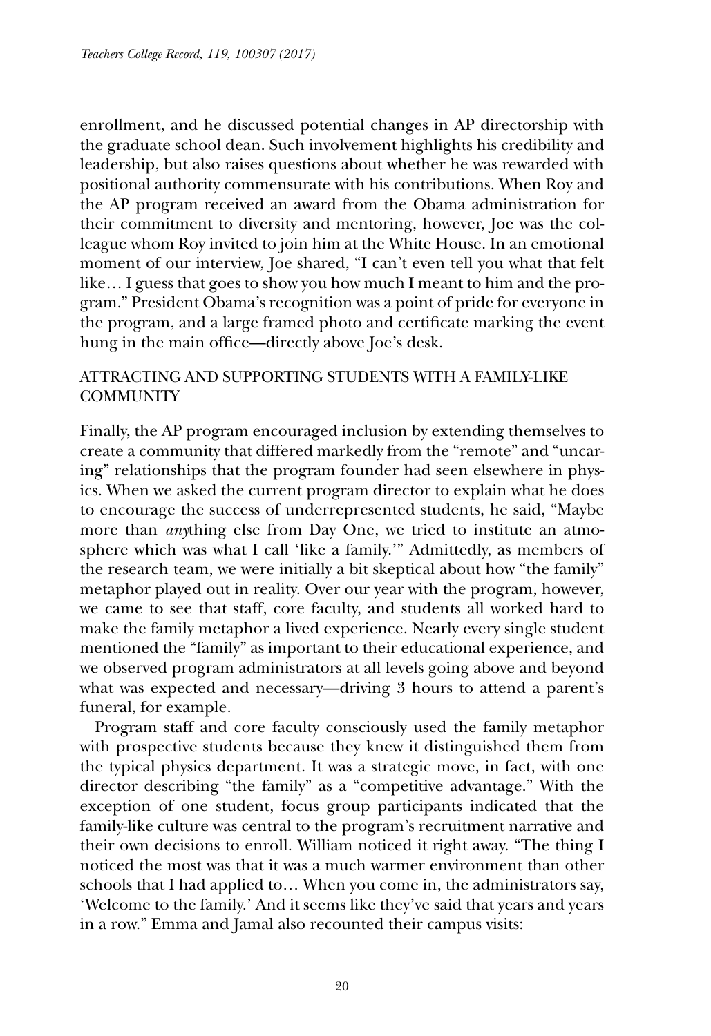enrollment, and he discussed potential changes in AP directorship with the graduate school dean. Such involvement highlights his credibility and leadership, but also raises questions about whether he was rewarded with positional authority commensurate with his contributions. When Roy and the AP program received an award from the Obama administration for their commitment to diversity and mentoring, however, Joe was the colleague whom Roy invited to join him at the White House. In an emotional moment of our interview, Joe shared, "I can't even tell you what that felt like… I guess that goes to show you how much I meant to him and the program." President Obama's recognition was a point of pride for everyone in the program, and a large framed photo and certificate marking the event hung in the main office—directly above Joe's desk.

## ATTRACTING AND SUPPORTING STUDENTS WITH A FAMILY-LIKE COMMUNITY

Finally, the AP program encouraged inclusion by extending themselves to create a community that differed markedly from the "remote" and "uncaring" relationships that the program founder had seen elsewhere in physics. When we asked the current program director to explain what he does to encourage the success of underrepresented students, he said, "Maybe more than *any*thing else from Day One, we tried to institute an atmosphere which was what I call 'like a family.'" Admittedly, as members of the research team, we were initially a bit skeptical about how "the family" metaphor played out in reality. Over our year with the program, however, we came to see that staff, core faculty, and students all worked hard to make the family metaphor a lived experience. Nearly every single student mentioned the "family" as important to their educational experience, and we observed program administrators at all levels going above and beyond what was expected and necessary—driving 3 hours to attend a parent's funeral, for example.

Program staff and core faculty consciously used the family metaphor with prospective students because they knew it distinguished them from the typical physics department. It was a strategic move, in fact, with one director describing "the family" as a "competitive advantage." With the exception of one student, focus group participants indicated that the family-like culture was central to the program's recruitment narrative and their own decisions to enroll. William noticed it right away. "The thing I noticed the most was that it was a much warmer environment than other schools that I had applied to… When you come in, the administrators say, 'Welcome to the family.' And it seems like they've said that years and years in a row." Emma and Jamal also recounted their campus visits: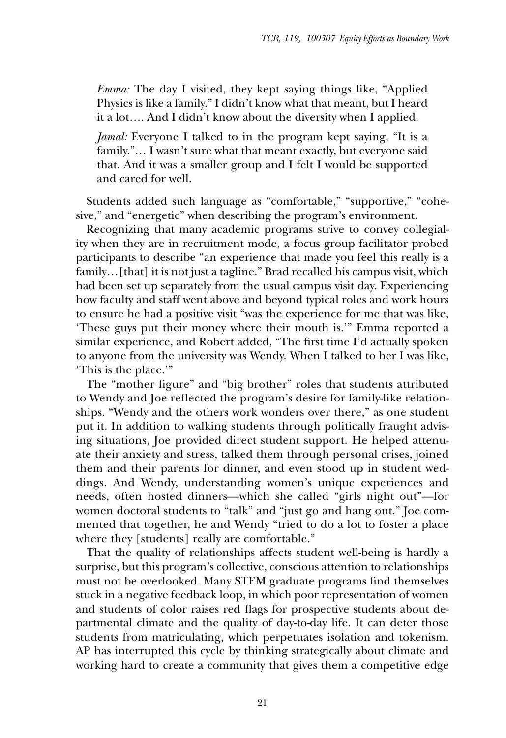*Emma:* The day I visited, they kept saying things like, "Applied Physics is like a family." I didn't know what that meant, but I heard it a lot…. And I didn't know about the diversity when I applied.

*Jamal:* Everyone I talked to in the program kept saying, "It is a family."… I wasn't sure what that meant exactly, but everyone said that. And it was a smaller group and I felt I would be supported and cared for well.

Students added such language as "comfortable," "supportive," "cohesive," and "energetic" when describing the program's environment.

Recognizing that many academic programs strive to convey collegiality when they are in recruitment mode, a focus group facilitator probed participants to describe "an experience that made you feel this really is a family…[that] it is not just a tagline." Brad recalled his campus visit, which had been set up separately from the usual campus visit day. Experiencing how faculty and staff went above and beyond typical roles and work hours to ensure he had a positive visit "was the experience for me that was like, 'These guys put their money where their mouth is.'" Emma reported a similar experience, and Robert added, "The first time I'd actually spoken to anyone from the university was Wendy. When I talked to her I was like, 'This is the place.'"

The "mother figure" and "big brother" roles that students attributed to Wendy and Joe reflected the program's desire for family-like relationships. "Wendy and the others work wonders over there," as one student put it. In addition to walking students through politically fraught advising situations, Joe provided direct student support. He helped attenuate their anxiety and stress, talked them through personal crises, joined them and their parents for dinner, and even stood up in student weddings. And Wendy, understanding women's unique experiences and needs, often hosted dinners—which she called "girls night out"—for women doctoral students to "talk" and "just go and hang out." Joe commented that together, he and Wendy "tried to do a lot to foster a place where they [students] really are comfortable."

That the quality of relationships affects student well-being is hardly a surprise, but this program's collective, conscious attention to relationships must not be overlooked. Many STEM graduate programs find themselves stuck in a negative feedback loop, in which poor representation of women and students of color raises red flags for prospective students about departmental climate and the quality of day-to-day life. It can deter those students from matriculating, which perpetuates isolation and tokenism. AP has interrupted this cycle by thinking strategically about climate and working hard to create a community that gives them a competitive edge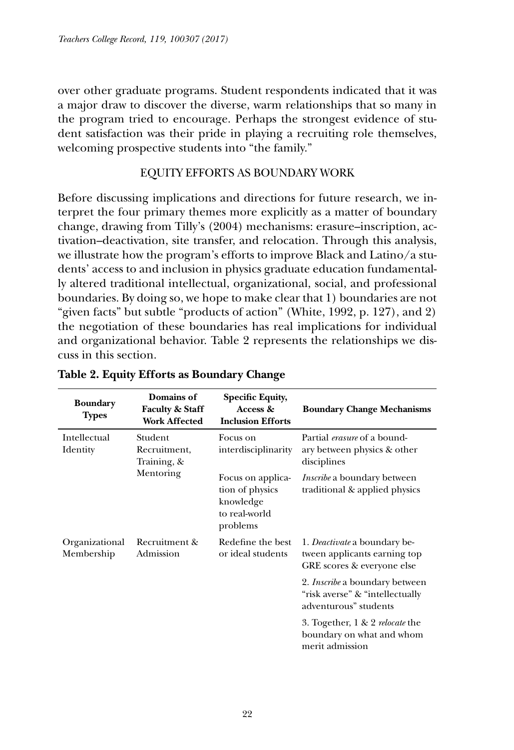over other graduate programs. Student respondents indicated that it was a major draw to discover the diverse, warm relationships that so many in the program tried to encourage. Perhaps the strongest evidence of student satisfaction was their pride in playing a recruiting role themselves, welcoming prospective students into "the family."

## EQUITY EFFORTS AS BOUNDARY WORK

Before discussing implications and directions for future research, we interpret the four primary themes more explicitly as a matter of boundary change, drawing from Tilly's (2004) mechanisms: erasure–inscription, activation–deactivation, site transfer, and relocation. Through this analysis, we illustrate how the program's efforts to improve Black and Latino/a students' access to and inclusion in physics graduate education fundamentally altered traditional intellectual, organizational, social, and professional boundaries. By doing so, we hope to make clear that 1) boundaries are not "given facts" but subtle "products of action" (White, 1992, p. 127), and 2) the negotiation of these boundaries has real implications for individual and organizational behavior. Table 2 represents the relationships we discuss in this section.

**Table 2. Equity Efforts as Boundary Change**

| Boundary Types | Domains of Faculty & Staff Work Affected | Specific Equity, Access & Inclusion Efforts | Boundary Change Mechanisms |
|---|---|---|---|
| Intellectual Identity | Student Recruitment, Training, & Mentoring | Focus on interdisciplinarity | Partial *erasure* of a boundary between physics & other disciplines |
| | | Focus on application of physics knowledge to real-world problems | *Inscribe* a boundary between traditional & applied physics |
| Organizational Membership | Recruitment & Admission | Redefine the best or ideal students | 1. *Deactivate* a boundary between applicants earning top GRE scores & everyone else |
| | | | 2. *Inscribe* a boundary between "risk averse" & "intellectually adventurous" students |
| | | | 3. Together, 1 & 2 *relocate* the boundary on what and whom merit admission |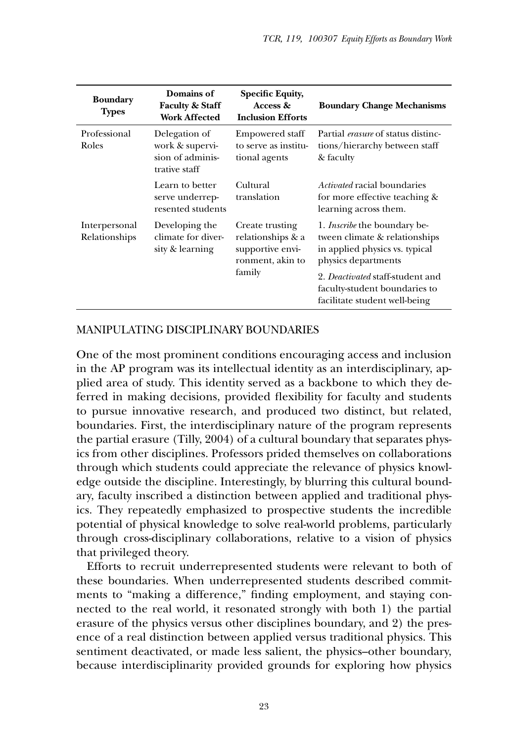| Boundary Types | Domains of Faculty & Staff Work Affected | Specific Equity, Access & Inclusion Efforts | Boundary Change Mechanisms |
|---|---|---|---|
| Professional Roles | Delegation of work & supervision of administrative staff | Empowered staff to serve as institutional agents | Partial *erasure* of status distinctions/hierarchy between staff & faculty |
| | Learn to better serve underrepresented students | Cultural translation | *Activated* racial boundaries for more effective teaching & learning across them. |
| Interpersonal Relationships | Developing the climate for diversity & learning | Create trusting relationships & a supportive environment, akin to family | 1. *Inscribe* the boundary between climate & relationships in applied physics vs. typical physics departments |
| | | | 2. *Deactivated* staff-student and faculty-student boundaries to facilitate student well-being |

## MANIPULATING DISCIPLINARY BOUNDARIES

One of the most prominent conditions encouraging access and inclusion in the AP program was its intellectual identity as an interdisciplinary, applied area of study. This identity served as a backbone to which they deferred in making decisions, provided flexibility for faculty and students to pursue innovative research, and produced two distinct, but related, boundaries. First, the interdisciplinary nature of the program represents the partial erasure (Tilly, 2004) of a cultural boundary that separates physics from other disciplines. Professors prided themselves on collaborations through which students could appreciate the relevance of physics knowledge outside the discipline. Interestingly, by blurring this cultural boundary, faculty inscribed a distinction between applied and traditional physics. They repeatedly emphasized to prospective students the incredible potential of physical knowledge to solve real-world problems, particularly through cross-disciplinary collaborations, relative to a vision of physics that privileged theory.

Efforts to recruit underrepresented students were relevant to both of these boundaries. When underrepresented students described commitments to "making a difference," finding employment, and staying connected to the real world, it resonated strongly with both 1) the partial erasure of the physics versus other disciplines boundary, and 2) the presence of a real distinction between applied versus traditional physics. This sentiment deactivated, or made less salient, the physics–other boundary, because interdisciplinarity provided grounds for exploring how physics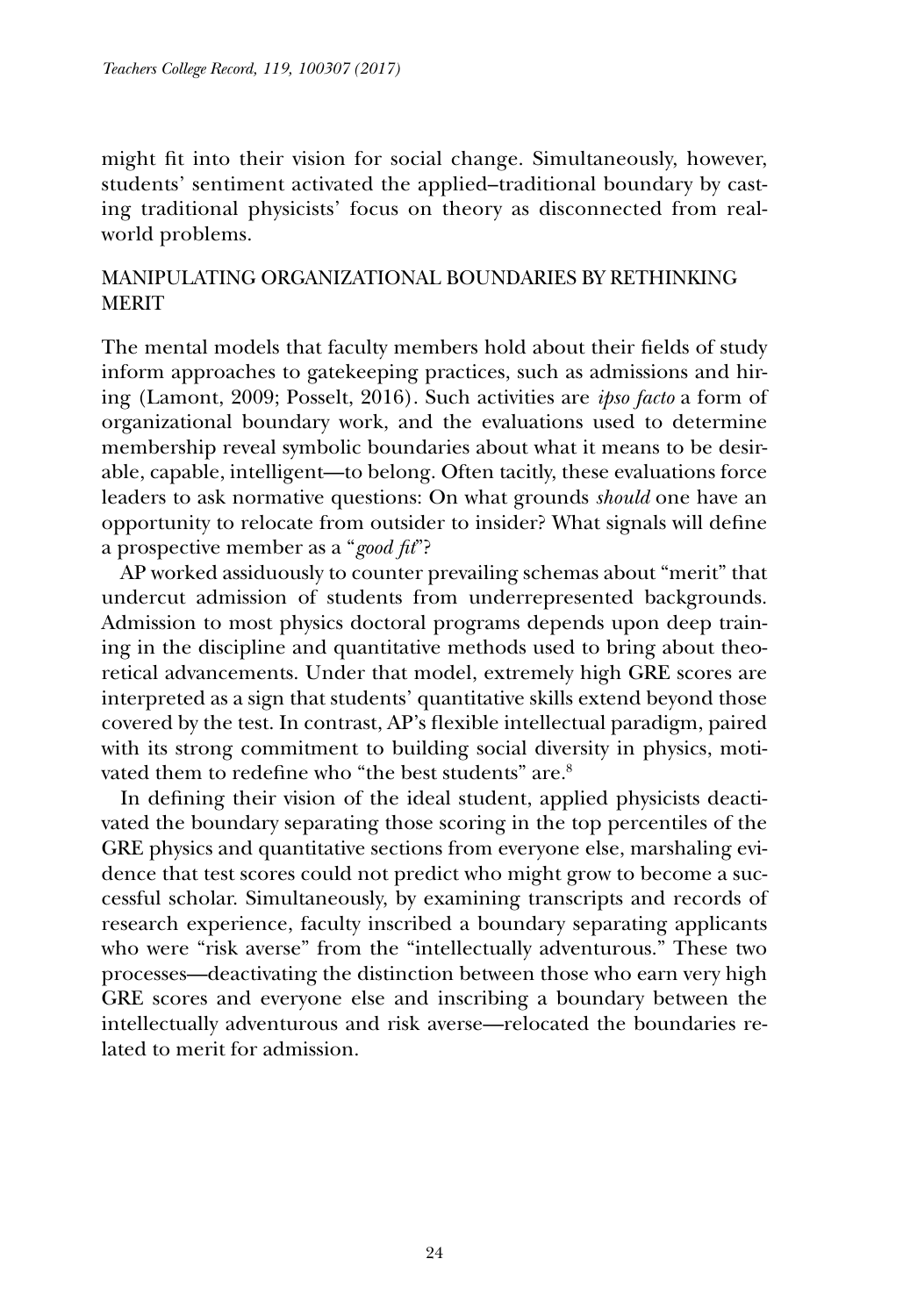might fit into their vision for social change. Simultaneously, however, students' sentiment activated the applied–traditional boundary by casting traditional physicists' focus on theory as disconnected from real-world problems.

### MANIPULATING ORGANIZATIONAL BOUNDARIES BY RETHINKING MERIT

The mental models that faculty members hold about their fields of study inform approaches to gatekeeping practices, such as admissions and hiring (Lamont, 2009; Posselt, 2016). Such activities are *ipso facto* a form of organizational boundary work, and the evaluations used to determine membership reveal symbolic boundaries about what it means to be desirable, capable, intelligent—to belong. Often tacitly, these evaluations force leaders to ask normative questions: On what grounds *should* one have an opportunity to relocate from outsider to insider? What signals will define a prospective member as a "*good fit*"?

AP worked assiduously to counter prevailing schemas about "merit" that undercut admission of students from underrepresented backgrounds. Admission to most physics doctoral programs depends upon deep training in the discipline and quantitative methods used to bring about theoretical advancements. Under that model, extremely high GRE scores are interpreted as a sign that students' quantitative skills extend beyond those covered by the test. In contrast, AP's flexible intellectual paradigm, paired with its strong commitment to building social diversity in physics, motivated them to redefine who "the best students" are.[8]

In defining their vision of the ideal student, applied physicists deactivated the boundary separating those scoring in the top percentiles of the GRE physics and quantitative sections from everyone else, marshaling evidence that test scores could not predict who might grow to become a successful scholar. Simultaneously, by examining transcripts and records of research experience, faculty inscribed a boundary separating applicants who were "risk averse" from the "intellectually adventurous." These two processes—deactivating the distinction between those who earn very high GRE scores and everyone else and inscribing a boundary between the intellectually adventurous and risk averse—relocated the boundaries related to merit for admission.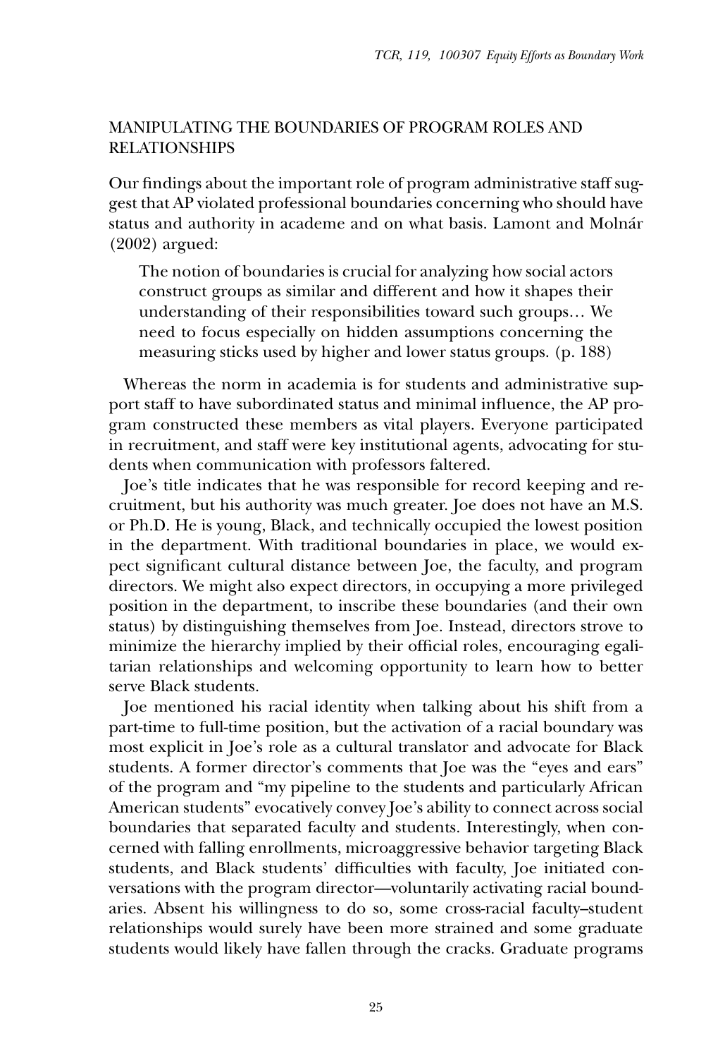## MANIPULATING THE BOUNDARIES OF PROGRAM ROLES AND RELATIONSHIPS

Our findings about the important role of program administrative staff suggest that AP violated professional boundaries concerning who should have status and authority in academe and on what basis. Lamont and Molnár (2002) argued:

> The notion of boundaries is crucial for analyzing how social actors construct groups as similar and different and how it shapes their understanding of their responsibilities toward such groups… We need to focus especially on hidden assumptions concerning the measuring sticks used by higher and lower status groups. (p. 188)

Whereas the norm in academia is for students and administrative support staff to have subordinated status and minimal influence, the AP program constructed these members as vital players. Everyone participated in recruitment, and staff were key institutional agents, advocating for students when communication with professors faltered.

Joe's title indicates that he was responsible for record keeping and recruitment, but his authority was much greater. Joe does not have an M.S. or Ph.D. He is young, Black, and technically occupied the lowest position in the department. With traditional boundaries in place, we would expect significant cultural distance between Joe, the faculty, and program directors. We might also expect directors, in occupying a more privileged position in the department, to inscribe these boundaries (and their own status) by distinguishing themselves from Joe. Instead, directors strove to minimize the hierarchy implied by their official roles, encouraging egalitarian relationships and welcoming opportunity to learn how to better serve Black students.

Joe mentioned his racial identity when talking about his shift from a part-time to full-time position, but the activation of a racial boundary was most explicit in Joe's role as a cultural translator and advocate for Black students. A former director's comments that Joe was the "eyes and ears" of the program and "my pipeline to the students and particularly African American students" evocatively convey Joe's ability to connect across social boundaries that separated faculty and students. Interestingly, when concerned with falling enrollments, microaggressive behavior targeting Black students, and Black students' difficulties with faculty, Joe initiated conversations with the program director—voluntarily activating racial boundaries. Absent his willingness to do so, some cross-racial faculty–student relationships would surely have been more strained and some graduate students would likely have fallen through the cracks. Graduate programs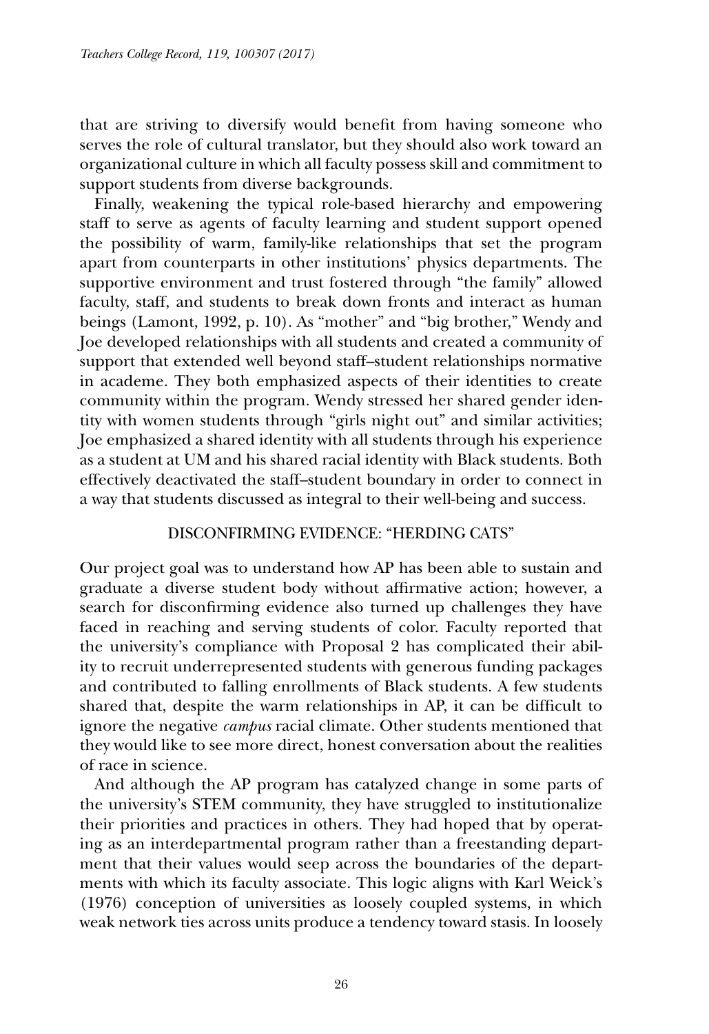that are striving to diversify would benefit from having someone who serves the role of cultural translator, but they should also work toward an organizational culture in which all faculty possess skill and commitment to support students from diverse backgrounds.

Finally, weakening the typical role-based hierarchy and empowering staff to serve as agents of faculty learning and student support opened the possibility of warm, family-like relationships that set the program apart from counterparts in other institutions' physics departments. The supportive environment and trust fostered through "the family" allowed faculty, staff, and students to break down fronts and interact as human beings (Lamont, 1992, p. 10). As "mother" and "big brother," Wendy and Joe developed relationships with all students and created a community of support that extended well beyond staff–student relationships normative in academe. They both emphasized aspects of their identities to create community within the program. Wendy stressed her shared gender identity with women students through "girls night out" and similar activities; Joe emphasized a shared identity with all students through his experience as a student at UM and his shared racial identity with Black students. Both effectively deactivated the staff–student boundary in order to connect in a way that students discussed as integral to their well-being and success.

## DISCONFIRMING EVIDENCE: "HERDING CATS"

Our project goal was to understand how AP has been able to sustain and graduate a diverse student body without affirmative action; however, a search for disconfirming evidence also turned up challenges they have faced in reaching and serving students of color. Faculty reported that the university's compliance with Proposal 2 has complicated their ability to recruit underrepresented students with generous funding packages and contributed to falling enrollments of Black students. A few students shared that, despite the warm relationships in AP, it can be difficult to ignore the negative *campus* racial climate. Other students mentioned that they would like to see more direct, honest conversation about the realities of race in science.

And although the AP program has catalyzed change in some parts of the university's STEM community, they have struggled to institutionalize their priorities and practices in others. They had hoped that by operating as an interdepartmental program rather than a freestanding department that their values would seep across the boundaries of the departments with which its faculty associate. This logic aligns with Karl Weick's (1976) conception of universities as loosely coupled systems, in which weak network ties across units produce a tendency toward stasis. In loosely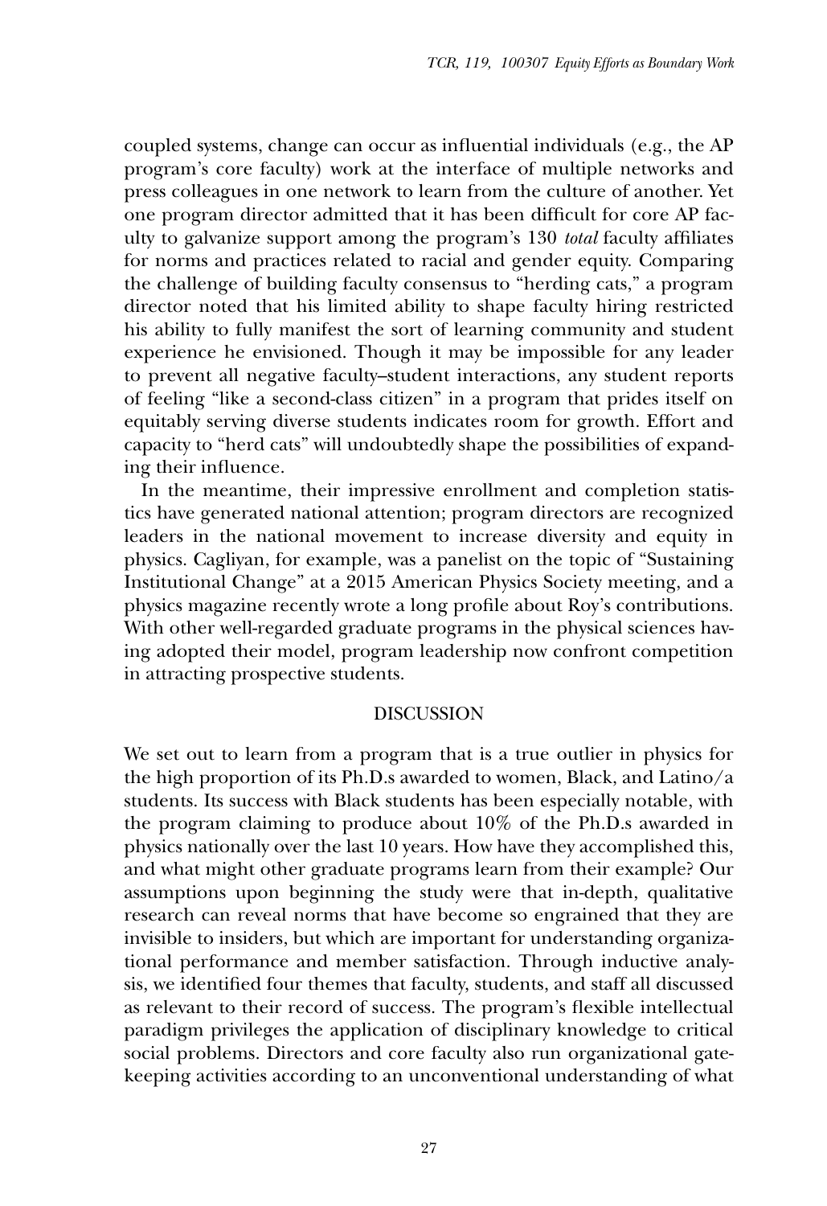coupled systems, change can occur as influential individuals (e.g., the AP program's core faculty) work at the interface of multiple networks and press colleagues in one network to learn from the culture of another. Yet one program director admitted that it has been difficult for core AP faculty to galvanize support among the program's 130 *total* faculty affiliates for norms and practices related to racial and gender equity. Comparing the challenge of building faculty consensus to "herding cats," a program director noted that his limited ability to shape faculty hiring restricted his ability to fully manifest the sort of learning community and student experience he envisioned. Though it may be impossible for any leader to prevent all negative faculty–student interactions, any student reports of feeling "like a second-class citizen" in a program that prides itself on equitably serving diverse students indicates room for growth. Effort and capacity to "herd cats" will undoubtedly shape the possibilities of expanding their influence.

In the meantime, their impressive enrollment and completion statistics have generated national attention; program directors are recognized leaders in the national movement to increase diversity and equity in physics. Cagliyan, for example, was a panelist on the topic of "Sustaining Institutional Change" at a 2015 American Physics Society meeting, and a physics magazine recently wrote a long profile about Roy's contributions. With other well-regarded graduate programs in the physical sciences having adopted their model, program leadership now confront competition in attracting prospective students.

## DISCUSSION

We set out to learn from a program that is a true outlier in physics for the high proportion of its Ph.D.s awarded to women, Black, and Latino/a students. Its success with Black students has been especially notable, with the program claiming to produce about 10% of the Ph.D.s awarded in physics nationally over the last 10 years. How have they accomplished this, and what might other graduate programs learn from their example? Our assumptions upon beginning the study were that in-depth, qualitative research can reveal norms that have become so engrained that they are invisible to insiders, but which are important for understanding organizational performance and member satisfaction. Through inductive analysis, we identified four themes that faculty, students, and staff all discussed as relevant to their record of success. The program's flexible intellectual paradigm privileges the application of disciplinary knowledge to critical social problems. Directors and core faculty also run organizational gatekeeping activities according to an unconventional understanding of what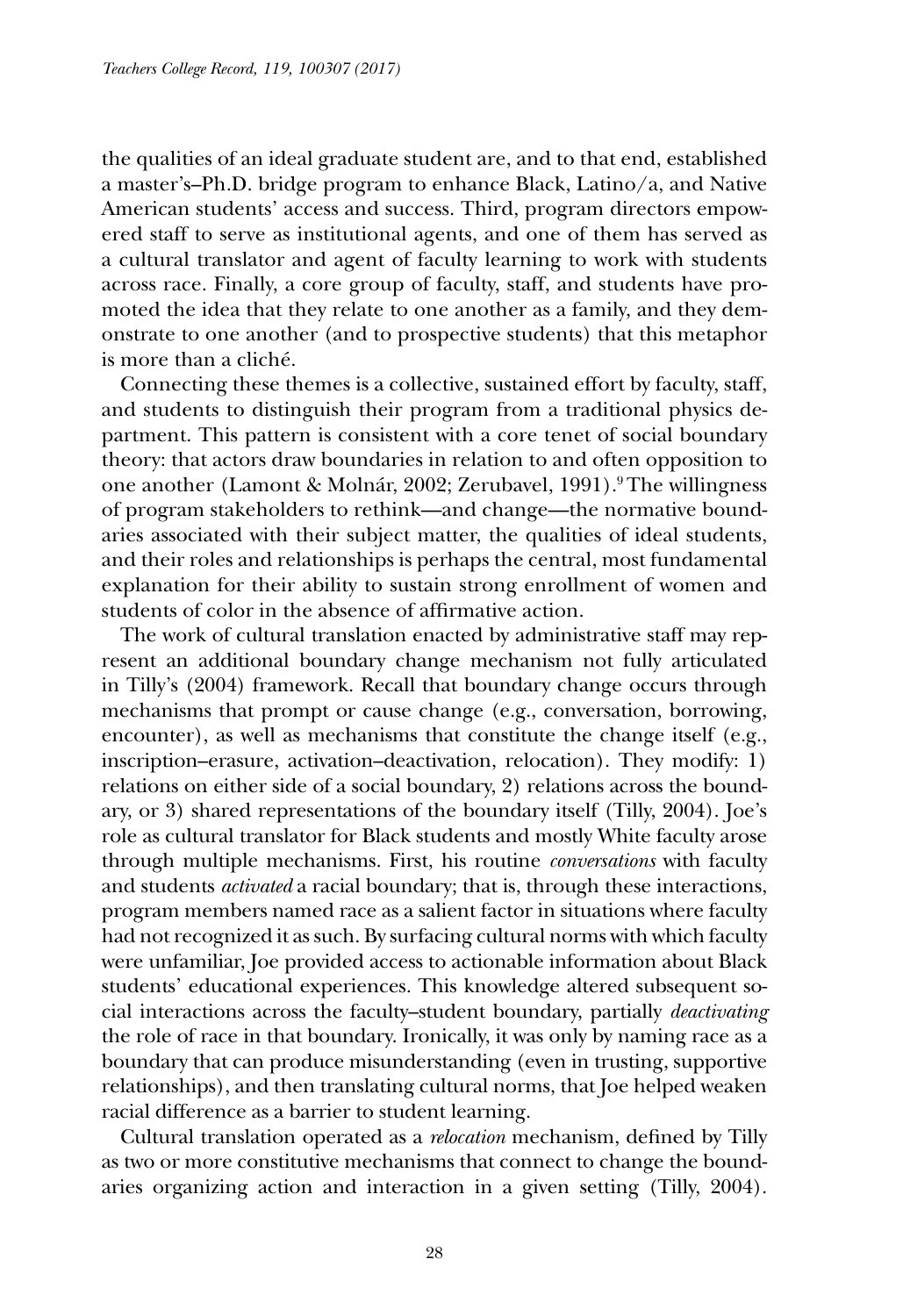the qualities of an ideal graduate student are, and to that end, established a master's–Ph.D. bridge program to enhance Black, Latino/a, and Native American students' access and success. Third, program directors empowered staff to serve as institutional agents, and one of them has served as a cultural translator and agent of faculty learning to work with students across race. Finally, a core group of faculty, staff, and students have promoted the idea that they relate to one another as a family, and they demonstrate to one another (and to prospective students) that this metaphor is more than a cliché.

Connecting these themes is a collective, sustained effort by faculty, staff, and students to distinguish their program from a traditional physics department. This pattern is consistent with a core tenet of social boundary theory: that actors draw boundaries in relation to and often opposition to one another (Lamont & Molnár, 2002; Zerubavel, 1991).[9] The willingness of program stakeholders to rethink—and change—the normative boundaries associated with their subject matter, the qualities of ideal students, and their roles and relationships is perhaps the central, most fundamental explanation for their ability to sustain strong enrollment of women and students of color in the absence of affirmative action.

The work of cultural translation enacted by administrative staff may represent an additional boundary change mechanism not fully articulated in Tilly's (2004) framework. Recall that boundary change occurs through mechanisms that prompt or cause change (e.g., conversation, borrowing, encounter), as well as mechanisms that constitute the change itself (e.g., inscription–erasure, activation–deactivation, relocation). They modify: 1) relations on either side of a social boundary, 2) relations across the boundary, or 3) shared representations of the boundary itself (Tilly, 2004). Joe's role as cultural translator for Black students and mostly White faculty arose through multiple mechanisms. First, his routine *conversations* with faculty and students *activated* a racial boundary; that is, through these interactions, program members named race as a salient factor in situations where faculty had not recognized it as such. By surfacing cultural norms with which faculty were unfamiliar, Joe provided access to actionable information about Black students' educational experiences. This knowledge altered subsequent social interactions across the faculty–student boundary, partially *deactivating* the role of race in that boundary. Ironically, it was only by naming race as a boundary that can produce misunderstanding (even in trusting, supportive relationships), and then translating cultural norms, that Joe helped weaken racial difference as a barrier to student learning.

Cultural translation operated as a *relocation* mechanism, defined by Tilly as two or more constitutive mechanisms that connect to change the boundaries organizing action and interaction in a given setting (Tilly, 2004).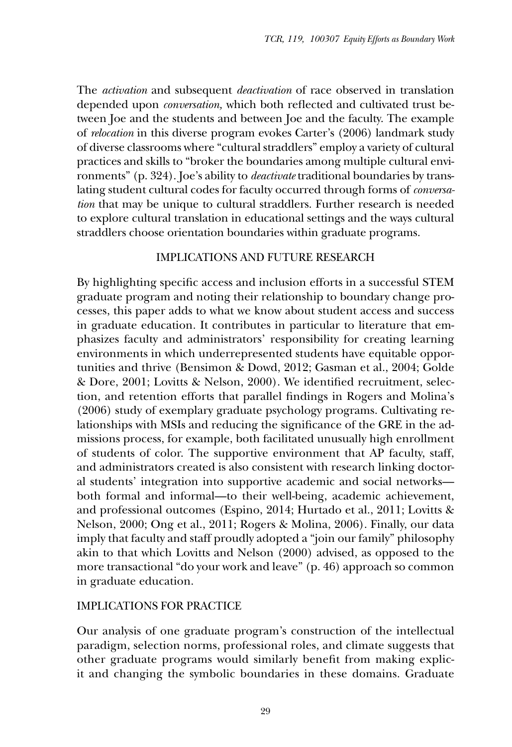The *activation* and subsequent *deactivation* of race observed in translation depended upon *conversation,* which both reflected and cultivated trust between Joe and the students and between Joe and the faculty. The example of *relocation* in this diverse program evokes Carter's (2006) landmark study of diverse classrooms where "cultural straddlers" employ a variety of cultural practices and skills to "broker the boundaries among multiple cultural environments" (p. 324). Joe's ability to *deactivate* traditional boundaries by translating student cultural codes for faculty occurred through forms of *conversation* that may be unique to cultural straddlers. Further research is needed to explore cultural translation in educational settings and the ways cultural straddlers choose orientation boundaries within graduate programs.

## IMPLICATIONS AND FUTURE RESEARCH

By highlighting specific access and inclusion efforts in a successful STEM graduate program and noting their relationship to boundary change processes, this paper adds to what we know about student access and success in graduate education. It contributes in particular to literature that emphasizes faculty and administrators' responsibility for creating learning environments in which underrepresented students have equitable opportunities and thrive (Bensimon & Dowd, 2012; Gasman et al., 2004; Golde & Dore, 2001; Lovitts & Nelson, 2000). We identified recruitment, selection, and retention efforts that parallel findings in Rogers and Molina's (2006) study of exemplary graduate psychology programs. Cultivating relationships with MSIs and reducing the significance of the GRE in the admissions process, for example, both facilitated unusually high enrollment of students of color. The supportive environment that AP faculty, staff, and administrators created is also consistent with research linking doctoral students' integration into supportive academic and social networks—both formal and informal—to their well-being, academic achievement, and professional outcomes (Espino, 2014; Hurtado et al., 2011; Lovitts & Nelson, 2000; Ong et al., 2011; Rogers & Molina, 2006). Finally, our data imply that faculty and staff proudly adopted a "join our family" philosophy akin to that which Lovitts and Nelson (2000) advised, as opposed to the more transactional "do your work and leave" (p. 46) approach so common in graduate education.

## IMPLICATIONS FOR PRACTICE

Our analysis of one graduate program's construction of the intellectual paradigm, selection norms, professional roles, and climate suggests that other graduate programs would similarly benefit from making explicit and changing the symbolic boundaries in these domains. Graduate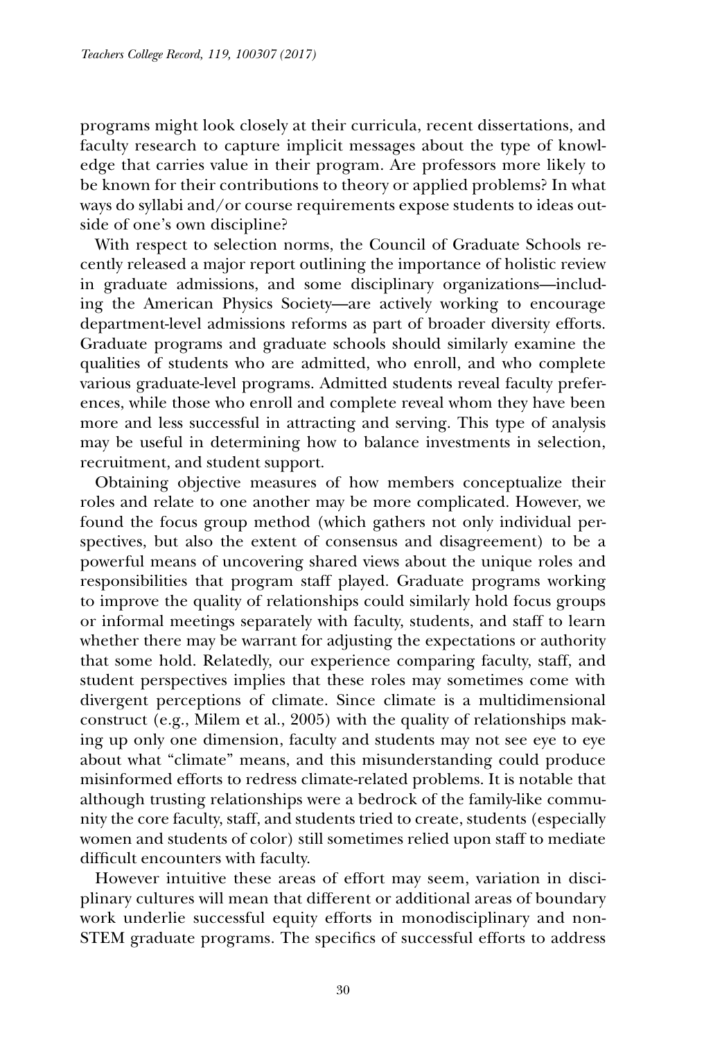programs might look closely at their curricula, recent dissertations, and faculty research to capture implicit messages about the type of knowledge that carries value in their program. Are professors more likely to be known for their contributions to theory or applied problems? In what ways do syllabi and/or course requirements expose students to ideas outside of one's own discipline?

With respect to selection norms, the Council of Graduate Schools recently released a major report outlining the importance of holistic review in graduate admissions, and some disciplinary organizations—including the American Physics Society—are actively working to encourage department-level admissions reforms as part of broader diversity efforts. Graduate programs and graduate schools should similarly examine the qualities of students who are admitted, who enroll, and who complete various graduate-level programs. Admitted students reveal faculty preferences, while those who enroll and complete reveal whom they have been more and less successful in attracting and serving. This type of analysis may be useful in determining how to balance investments in selection, recruitment, and student support.

Obtaining objective measures of how members conceptualize their roles and relate to one another may be more complicated. However, we found the focus group method (which gathers not only individual perspectives, but also the extent of consensus and disagreement) to be a powerful means of uncovering shared views about the unique roles and responsibilities that program staff played. Graduate programs working to improve the quality of relationships could similarly hold focus groups or informal meetings separately with faculty, students, and staff to learn whether there may be warrant for adjusting the expectations or authority that some hold. Relatedly, our experience comparing faculty, staff, and student perspectives implies that these roles may sometimes come with divergent perceptions of climate. Since climate is a multidimensional construct (e.g., Milem et al., 2005) with the quality of relationships making up only one dimension, faculty and students may not see eye to eye about what "climate" means, and this misunderstanding could produce misinformed efforts to redress climate-related problems. It is notable that although trusting relationships were a bedrock of the family-like community the core faculty, staff, and students tried to create, students (especially women and students of color) still sometimes relied upon staff to mediate difficult encounters with faculty.

However intuitive these areas of effort may seem, variation in disciplinary cultures will mean that different or additional areas of boundary work underlie successful equity efforts in monodisciplinary and non-STEM graduate programs. The specifics of successful efforts to address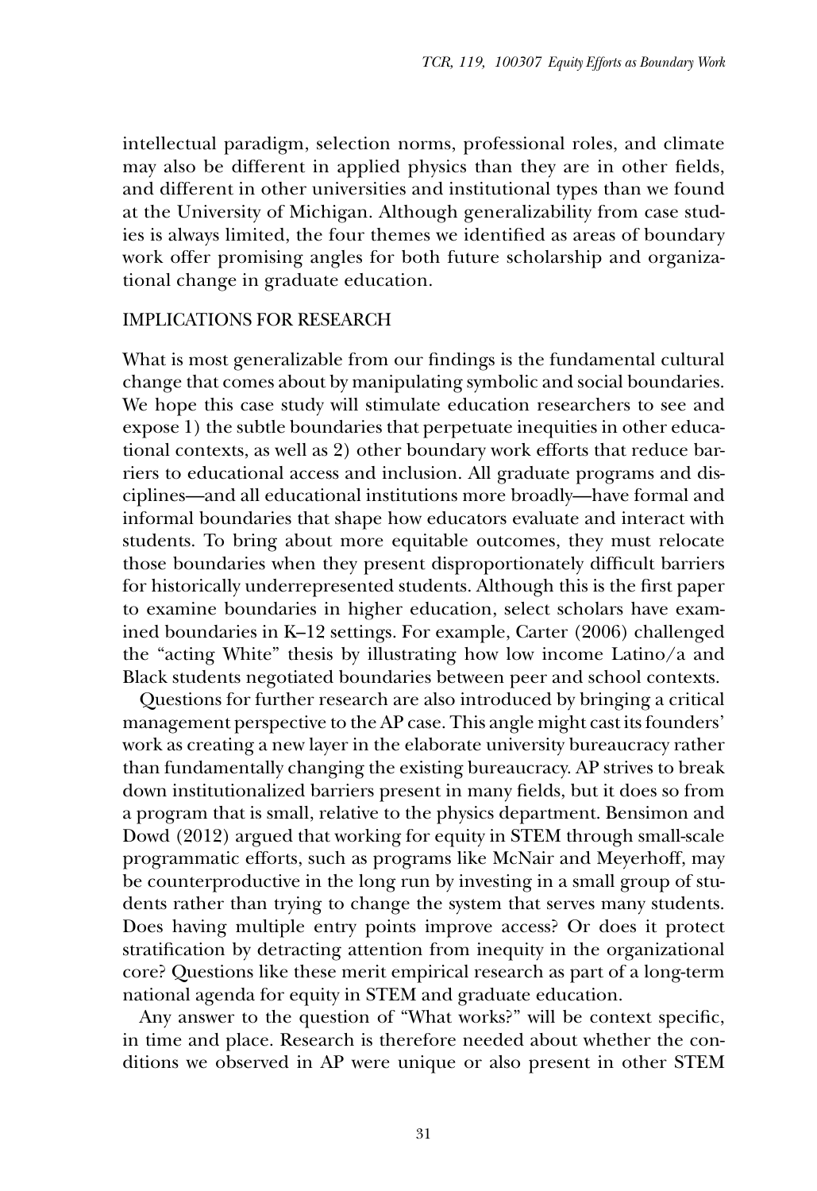intellectual paradigm, selection norms, professional roles, and climate may also be different in applied physics than they are in other fields, and different in other universities and institutional types than we found at the University of Michigan. Although generalizability from case studies is always limited, the four themes we identified as areas of boundary work offer promising angles for both future scholarship and organizational change in graduate education.

## IMPLICATIONS FOR RESEARCH

What is most generalizable from our findings is the fundamental cultural change that comes about by manipulating symbolic and social boundaries. We hope this case study will stimulate education researchers to see and expose 1) the subtle boundaries that perpetuate inequities in other educational contexts, as well as 2) other boundary work efforts that reduce barriers to educational access and inclusion. All graduate programs and disciplines—and all educational institutions more broadly—have formal and informal boundaries that shape how educators evaluate and interact with students. To bring about more equitable outcomes, they must relocate those boundaries when they present disproportionately difficult barriers for historically underrepresented students. Although this is the first paper to examine boundaries in higher education, select scholars have examined boundaries in K–12 settings. For example, Carter (2006) challenged the "acting White" thesis by illustrating how low income Latino/a and Black students negotiated boundaries between peer and school contexts.

Questions for further research are also introduced by bringing a critical management perspective to the AP case. This angle might cast its founders' work as creating a new layer in the elaborate university bureaucracy rather than fundamentally changing the existing bureaucracy. AP strives to break down institutionalized barriers present in many fields, but it does so from a program that is small, relative to the physics department. Bensimon and Dowd (2012) argued that working for equity in STEM through small-scale programmatic efforts, such as programs like McNair and Meyerhoff, may be counterproductive in the long run by investing in a small group of students rather than trying to change the system that serves many students. Does having multiple entry points improve access? Or does it protect stratification by detracting attention from inequity in the organizational core? Questions like these merit empirical research as part of a long-term national agenda for equity in STEM and graduate education.

Any answer to the question of "What works?" will be context specific, in time and place. Research is therefore needed about whether the conditions we observed in AP were unique or also present in other STEM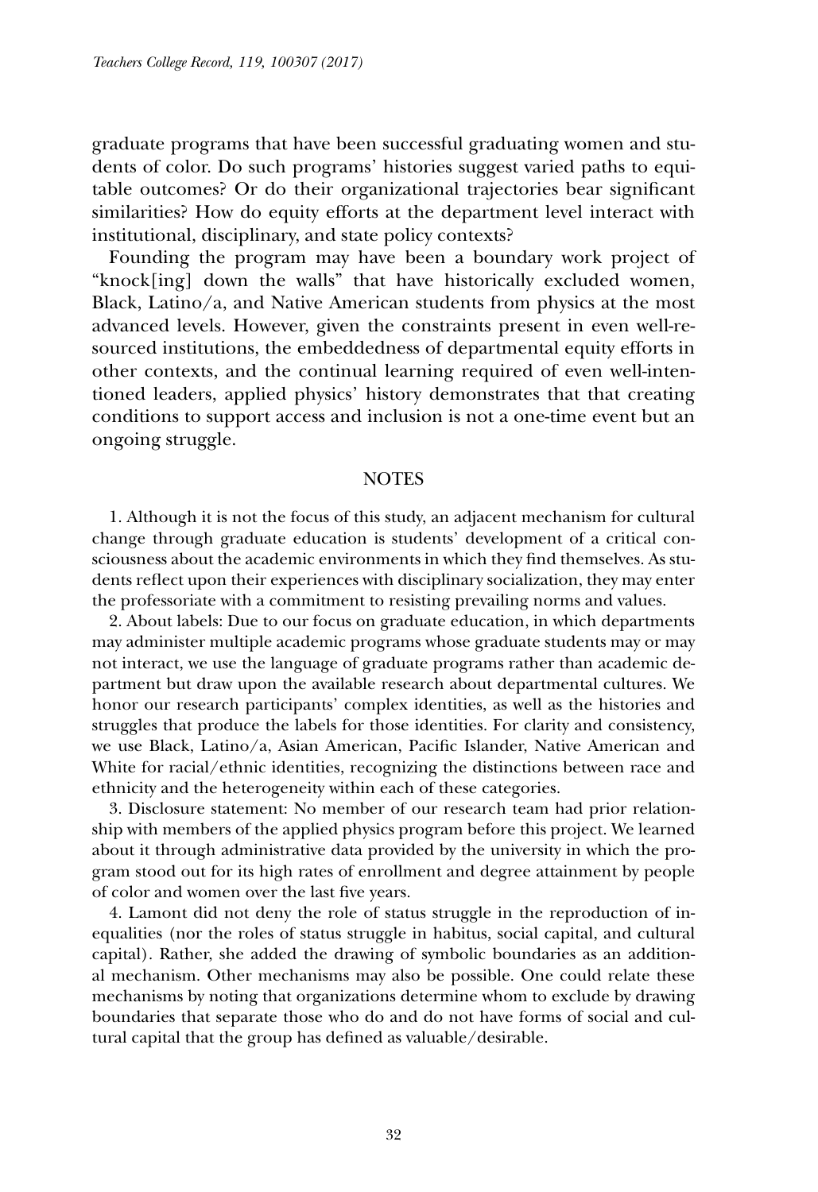graduate programs that have been successful graduating women and students of color. Do such programs' histories suggest varied paths to equitable outcomes? Or do their organizational trajectories bear significant similarities? How do equity efforts at the department level interact with institutional, disciplinary, and state policy contexts?

Founding the program may have been a boundary work project of "knock[ing] down the walls" that have historically excluded women, Black, Latino/a, and Native American students from physics at the most advanced levels. However, given the constraints present in even well-resourced institutions, the embeddedness of departmental equity efforts in other contexts, and the continual learning required of even well-intentioned leaders, applied physics' history demonstrates that that creating conditions to support access and inclusion is not a one-time event but an ongoing struggle.

## NOTES

1. Although it is not the focus of this study, an adjacent mechanism for cultural change through graduate education is students' development of a critical consciousness about the academic environments in which they find themselves. As students reflect upon their experiences with disciplinary socialization, they may enter the professoriate with a commitment to resisting prevailing norms and values.

2. About labels: Due to our focus on graduate education, in which departments may administer multiple academic programs whose graduate students may or may not interact, we use the language of graduate programs rather than academic department but draw upon the available research about departmental cultures. We honor our research participants' complex identities, as well as the histories and struggles that produce the labels for those identities. For clarity and consistency, we use Black, Latino/a, Asian American, Pacific Islander, Native American and White for racial/ethnic identities, recognizing the distinctions between race and ethnicity and the heterogeneity within each of these categories.

3. Disclosure statement: No member of our research team had prior relationship with members of the applied physics program before this project. We learned about it through administrative data provided by the university in which the program stood out for its high rates of enrollment and degree attainment by people of color and women over the last five years.

4. Lamont did not deny the role of status struggle in the reproduction of inequalities (nor the roles of status struggle in habitus, social capital, and cultural capital). Rather, she added the drawing of symbolic boundaries as an additional mechanism. Other mechanisms may also be possible. One could relate these mechanisms by noting that organizations determine whom to exclude by drawing boundaries that separate those who do and do not have forms of social and cultural capital that the group has defined as valuable/desirable.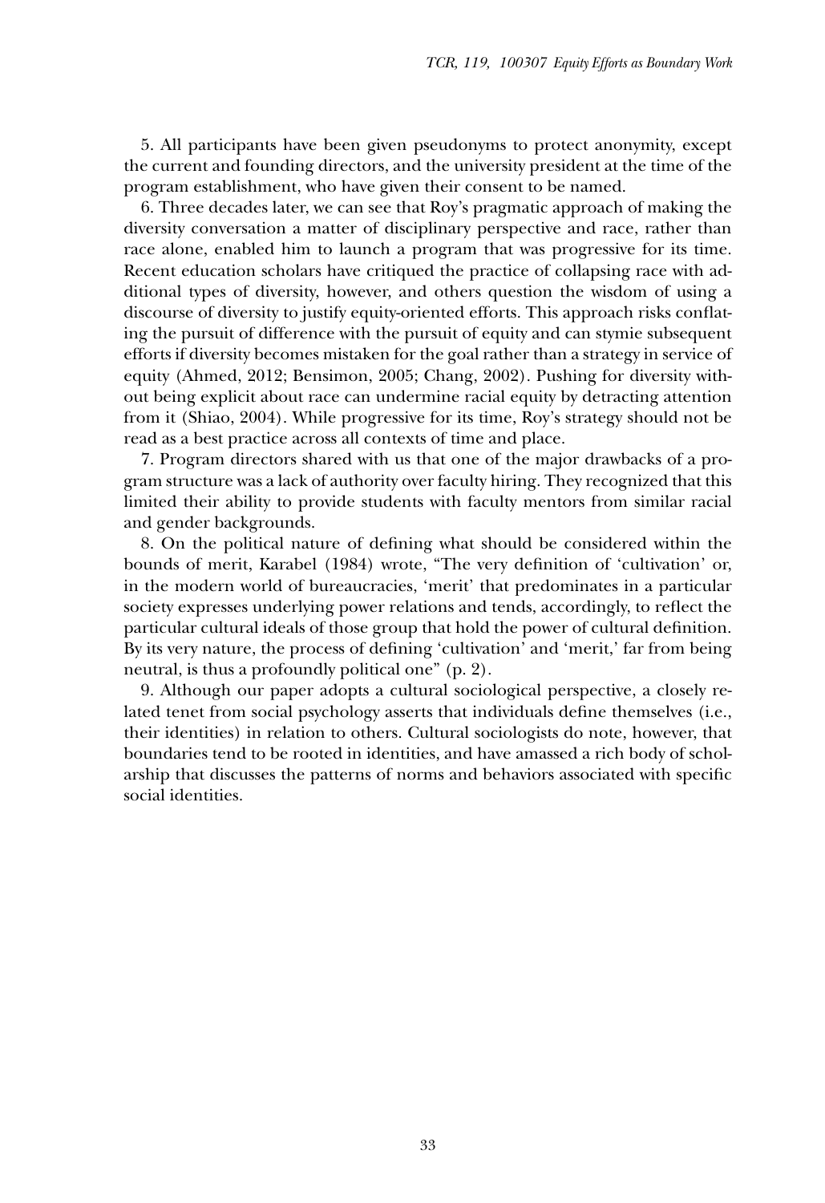5. All participants have been given pseudonyms to protect anonymity, except the current and founding directors, and the university president at the time of the program establishment, who have given their consent to be named.

6. Three decades later, we can see that Roy's pragmatic approach of making the diversity conversation a matter of disciplinary perspective and race, rather than race alone, enabled him to launch a program that was progressive for its time. Recent education scholars have critiqued the practice of collapsing race with additional types of diversity, however, and others question the wisdom of using a discourse of diversity to justify equity-oriented efforts. This approach risks conflating the pursuit of difference with the pursuit of equity and can stymie subsequent efforts if diversity becomes mistaken for the goal rather than a strategy in service of equity (Ahmed, 2012; Bensimon, 2005; Chang, 2002). Pushing for diversity without being explicit about race can undermine racial equity by detracting attention from it (Shiao, 2004). While progressive for its time, Roy's strategy should not be read as a best practice across all contexts of time and place.

7. Program directors shared with us that one of the major drawbacks of a program structure was a lack of authority over faculty hiring. They recognized that this limited their ability to provide students with faculty mentors from similar racial and gender backgrounds.

8. On the political nature of defining what should be considered within the bounds of merit, Karabel (1984) wrote, "The very definition of 'cultivation' or, in the modern world of bureaucracies, 'merit' that predominates in a particular society expresses underlying power relations and tends, accordingly, to reflect the particular cultural ideals of those group that hold the power of cultural definition. By its very nature, the process of defining 'cultivation' and 'merit,' far from being neutral, is thus a profoundly political one" (p. 2).

9. Although our paper adopts a cultural sociological perspective, a closely related tenet from social psychology asserts that individuals define themselves (i.e., their identities) in relation to others. Cultural sociologists do note, however, that boundaries tend to be rooted in identities, and have amassed a rich body of scholarship that discusses the patterns of norms and behaviors associated with specific social identities.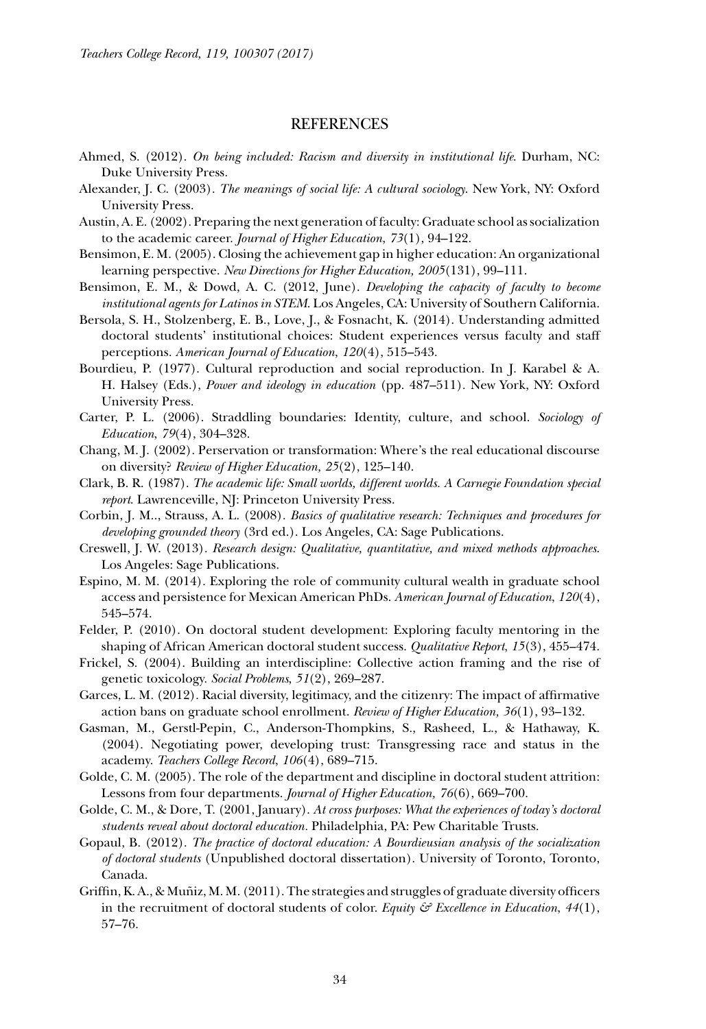## REFERENCES

Ahmed, S. (2012). *On being included: Racism and diversity in institutional life.* Durham, NC: Duke University Press.

Alexander, J. C. (2003). *The meanings of social life: A cultural sociology.* New York, NY: Oxford University Press.

Austin, A. E. (2002). Preparing the next generation of faculty: Graduate school as socialization to the academic career. *Journal of Higher Education*, *73*(1), 94–122.

Bensimon, E. M. (2005). Closing the achievement gap in higher education: An organizational learning perspective. *New Directions for Higher Education, 2005*(131), 99–111.

Bensimon, E. M., & Dowd, A. C. (2012, June). *Developing the capacity of faculty to become institutional agents for Latinos in STEM.* Los Angeles, CA: University of Southern California.

Bersola, S. H., Stolzenberg, E. B., Love, J., & Fosnacht, K. (2014). Understanding admitted doctoral students' institutional choices: Student experiences versus faculty and staff perceptions. *American Journal of Education*, *120*(4), 515–543.

Bourdieu, P. (1977). Cultural reproduction and social reproduction. In J. Karabel & A. H. Halsey (Eds.), *Power and ideology in education* (pp. 487–511). New York, NY: Oxford University Press.

Carter, P. L. (2006). Straddling boundaries: Identity, culture, and school. *Sociology of Education*, *79*(4), 304–328.

Chang, M. J. (2002). Perservation or transformation: Where's the real educational discourse on diversity? *Review of Higher Education, 25*(2), 125–140.

Clark, B. R. (1987). *The academic life: Small worlds, different worlds. A Carnegie Foundation special report*. Lawrenceville, NJ: Princeton University Press.

Corbin, J. M.., Strauss, A. L. (2008). *Basics of qualitative research: Techniques and procedures for developing grounded theory* (3rd ed.). Los Angeles, CA: Sage Publications.

Creswell, J. W. (2013). *Research design: Qualitative, quantitative, and mixed methods approaches*. Los Angeles: Sage Publications.

Espino, M. M. (2014). Exploring the role of community cultural wealth in graduate school access and persistence for Mexican American PhDs. *American Journal of Education*, *120*(4), 545–574.

Felder, P. (2010). On doctoral student development: Exploring faculty mentoring in the shaping of African American doctoral student success. *Qualitative Report*, *15*(3), 455–474.

Frickel, S. (2004). Building an interdiscipline: Collective action framing and the rise of genetic toxicology. *Social Problems*, *51*(2), 269–287.

Garces, L. M. (2012). Racial diversity, legitimacy, and the citizenry: The impact of affirmative action bans on graduate school enrollment. *Review of Higher Education, 36*(1), 93–132.

Gasman, M., Gerstl-Pepin, C., Anderson-Thompkins, S., Rasheed, L., & Hathaway, K. (2004). Negotiating power, developing trust: Transgressing race and status in the academy. *Teachers College Record*, *106*(4), 689–715.

Golde, C. M. (2005). The role of the department and discipline in doctoral student attrition: Lessons from four departments. *Journal of Higher Education, 76*(6), 669–700.

Golde, C. M., & Dore, T. (2001, January). *At cross purposes: What the experiences of today's doctoral students reveal about doctoral education*. Philadelphia, PA: Pew Charitable Trusts.

Gopaul, B. (2012). *The practice of doctoral education: A Bourdieusian analysis of the socialization of doctoral students* (Unpublished doctoral dissertation). University of Toronto, Toronto, Canada.

Griffin, K. A., & Muñiz, M. M. (2011). The strategies and struggles of graduate diversity officers in the recruitment of doctoral students of color. *Equity & Excellence in Education, 44*(1), 57–76.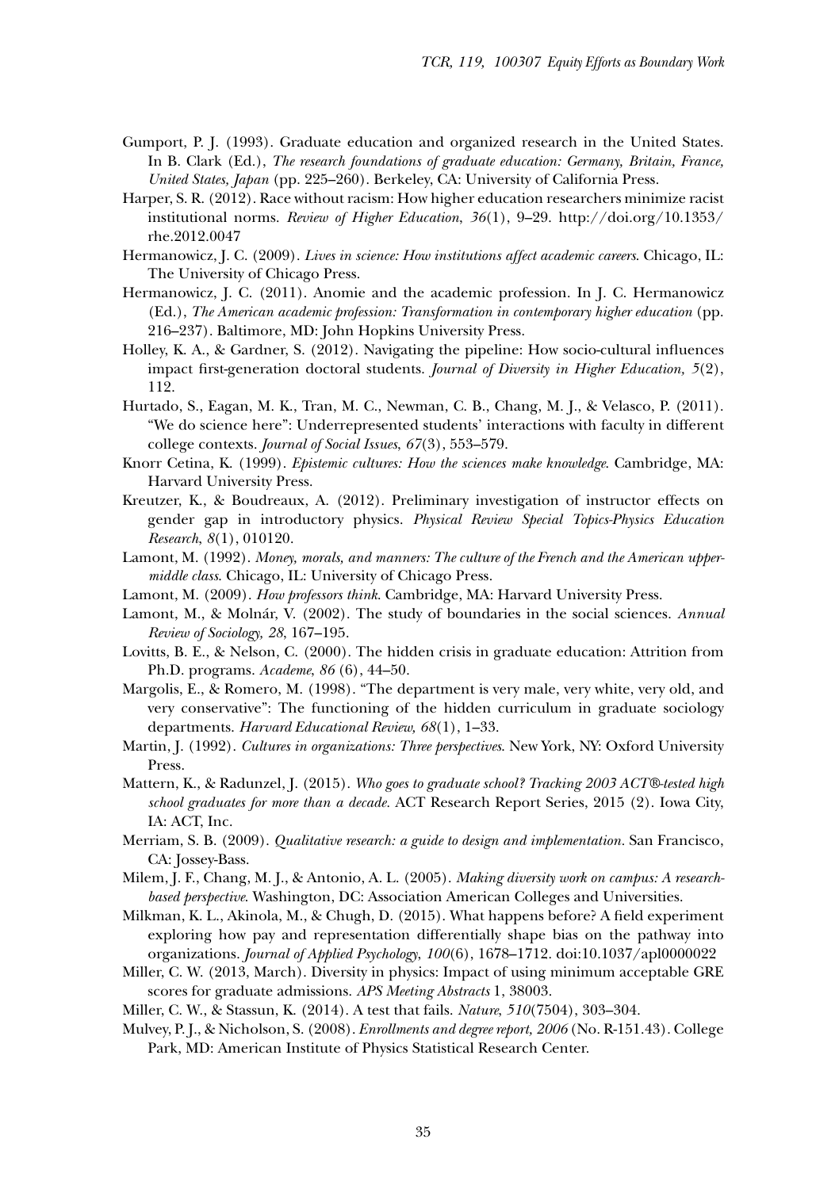Gumport, P. J. (1993). Graduate education and organized research in the United States. In B. Clark (Ed.), *The research foundations of graduate education: Germany, Britain, France, United States, Japan* (pp. 225–260). Berkeley, CA: University of California Press.

Harper, S. R. (2012). Race without racism: How higher education researchers minimize racist institutional norms. *Review of Higher Education*, *36*(1), 9–29. http://doi.org/10.1353/rhe.2012.0047

Hermanowicz, J. C. (2009). *Lives in science: How institutions affect academic careers*. Chicago, IL: The University of Chicago Press.

Hermanowicz, J. C. (2011). Anomie and the academic profession. In J. C. Hermanowicz (Ed.), *The American academic profession: Transformation in contemporary higher education* (pp. 216–237). Baltimore, MD: John Hopkins University Press.

Holley, K. A., & Gardner, S. (2012). Navigating the pipeline: How socio-cultural influences impact first-generation doctoral students. *Journal of Diversity in Higher Education, 5*(2), 112.

Hurtado, S., Eagan, M. K., Tran, M. C., Newman, C. B., Chang, M. J., & Velasco, P. (2011). "We do science here": Underrepresented students' interactions with faculty in different college contexts. *Journal of Social Issues*, *67*(3), 553–579.

Knorr Cetina, K. (1999). *Epistemic cultures: How the sciences make knowledge*. Cambridge, MA: Harvard University Press.

Kreutzer, K., & Boudreaux, A. (2012). Preliminary investigation of instructor effects on gender gap in introductory physics. *Physical Review Special Topics-Physics Education Research*, *8*(1), 010120.

Lamont, M. (1992). *Money, morals, and manners: The culture of the French and the American upper-middle class*. Chicago, IL: University of Chicago Press.

Lamont, M. (2009). *How professors think*. Cambridge, MA: Harvard University Press.

Lamont, M., & Molnár, V. (2002). The study of boundaries in the social sciences. *Annual Review of Sociology, 28*, 167–195.

Lovitts, B. E., & Nelson, C. (2000). The hidden crisis in graduate education: Attrition from Ph.D. programs. *Academe*, *86* (6), 44–50.

Margolis, E., & Romero, M. (1998). "The department is very male, very white, very old, and very conservative": The functioning of the hidden curriculum in graduate sociology departments. *Harvard Educational Review, 68*(1), 1–33.

Martin, J. (1992). *Cultures in organizations: Three perspectives*. New York, NY: Oxford University Press.

Mattern, K., & Radunzel, J. (2015). *Who goes to graduate school? Tracking 2003 ACT®-tested high school graduates for more than a decade*. ACT Research Report Series, 2015 (2). Iowa City, IA: ACT, Inc.

Merriam, S. B. (2009). *Qualitative research: a guide to design and implementation*. San Francisco, CA: Jossey-Bass.

Milem, J. F., Chang, M. J., & Antonio, A. L. (2005). *Making diversity work on campus: A research-based perspective*. Washington, DC: Association American Colleges and Universities.

Milkman, K. L., Akinola, M., & Chugh, D. (2015). What happens before? A field experiment exploring how pay and representation differentially shape bias on the pathway into organizations. *Journal of Applied Psychology*, *100*(6), 1678–1712. doi:10.1037/apl0000022

Miller, C. W. (2013, March). Diversity in physics: Impact of using minimum acceptable GRE scores for graduate admissions. *APS Meeting Abstracts* 1, 38003.

Miller, C. W., & Stassun, K. (2014). A test that fails. *Nature*, *510*(7504), 303–304.

Mulvey, P. J., & Nicholson, S. (2008). *Enrollments and degree report, 2006* (No. R-151.43). College Park, MD: American Institute of Physics Statistical Research Center.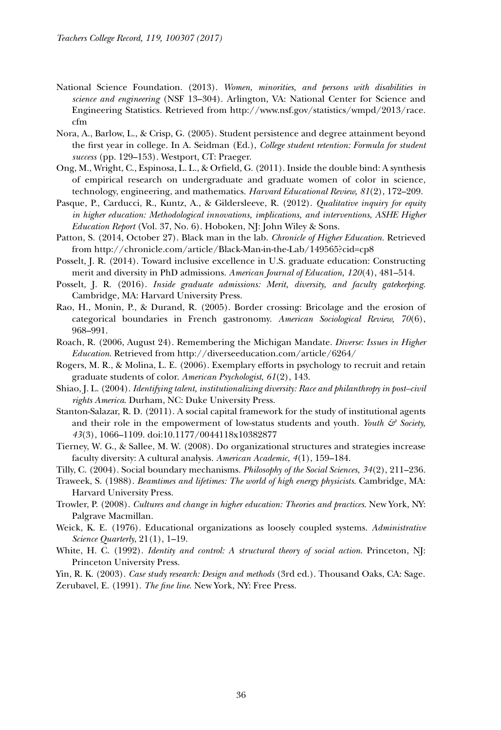National Science Foundation. (2013). *Women, minorities, and persons with disabilities in science and engineering* (NSF 13–304). Arlington, VA: National Center for Science and Engineering Statistics. Retrieved from http://www.nsf.gov/statistics/wmpd/2013/race.cfm

Nora, A., Barlow, L., & Crisp, G. (2005). Student persistence and degree attainment beyond the first year in college. In A. Seidman (Ed.), *College student retention: Formula for student success* (pp. 129–153). Westport, CT: Praeger.

Ong, M., Wright, C., Espinosa, L. L., & Orfield, G. (2011). Inside the double bind: A synthesis of empirical research on undergraduate and graduate women of color in science, technology, engineering, and mathematics. *Harvard Educational Review, 81*(2), 172–209.

Pasque, P., Carducci, R., Kuntz, A., & Gildersleeve, R. (2012). *Qualitative inquiry for equity in higher education: Methodological innovations, implications, and interventions, ASHE Higher Education Report* (Vol. 37, No. 6). Hoboken, NJ: John Wiley & Sons.

Patton, S. (2014, October 27). Black man in the lab. *Chronicle of Higher Education*. Retrieved from http://chronicle.com/article/Black-Man-in-the-Lab/149565?cid=cp8

Posselt, J. R. (2014). Toward inclusive excellence in U.S. graduate education: Constructing merit and diversity in PhD admissions. *American Journal of Education, 120*(4), 481–514.

Posselt, J. R. (2016). *Inside graduate admissions: Merit, diversity, and faculty gatekeeping*. Cambridge, MA: Harvard University Press.

Rao, H., Monin, P., & Durand, R. (2005). Border crossing: Bricolage and the erosion of categorical boundaries in French gastronomy. *American Sociological Review, 70*(6), 968–991.

Roach, R. (2006, August 24). Remembering the Michigan Mandate. *Diverse: Issues in Higher Education*. Retrieved from http://diverseeducation.com/article/6264/

Rogers, M. R., & Molina, L. E. (2006). Exemplary efforts in psychology to recruit and retain graduate students of color. *American Psychologist, 61*(2), 143.

Shiao, J. L. (2004). *Identifying talent, institutionalizing diversity: Race and philanthropy in post–civil rights America*. Durham, NC: Duke University Press.

Stanton-Salazar, R. D. (2011). A social capital framework for the study of institutional agents and their role in the empowerment of low-status students and youth. *Youth & Society, 43*(3), 1066–1109. doi:10.1177/0044118x10382877

Tierney, W. G., & Sallee, M. W. (2008). Do organizational structures and strategies increase faculty diversity: A cultural analysis. *American Academic, 4*(1), 159–184.

Tilly, C. (2004). Social boundary mechanisms. *Philosophy of the Social Sciences, 34*(2), 211–236.

Traweek, S. (1988). *Beamtimes and lifetimes: The world of high energy physicists*. Cambridge, MA: Harvard University Press.

Trowler, P. (2008). *Cultures and change in higher education: Theories and practices*. New York, NY: Palgrave Macmillan.

Weick, K. E. (1976). Educational organizations as loosely coupled systems. *Administrative Science Quarterly*, 21(1), 1–19.

White, H. C. (1992). *Identity and control: A structural theory of social action*. Princeton, NJ: Princeton University Press.

Yin, R. K. (2003). *Case study research: Design and methods* (3rd ed.). Thousand Oaks, CA: Sage.

Zerubavel, E. (1991). *The fine line*. New York, NY: Free Press.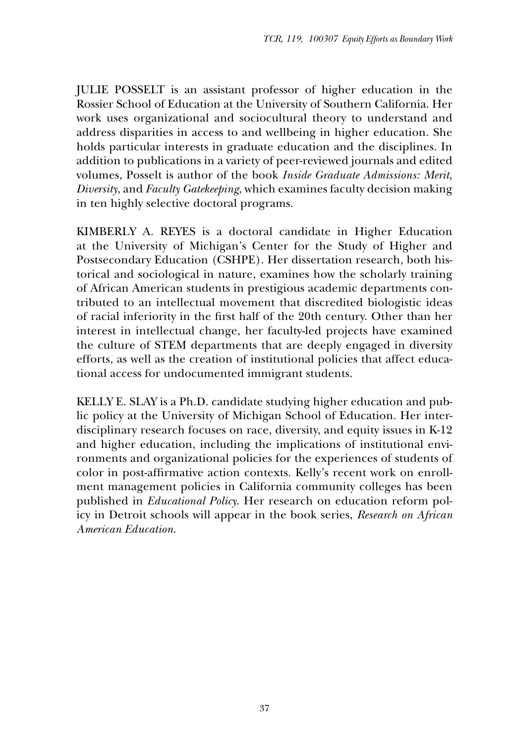JULIE POSSELT is an assistant professor of higher education in the Rossier School of Education at the University of Southern California. Her work uses organizational and sociocultural theory to understand and address disparities in access to and wellbeing in higher education. She holds particular interests in graduate education and the disciplines. In addition to publications in a variety of peer-reviewed journals and edited volumes, Posselt is author of the book *Inside Graduate Admissions: Merit, Diversity, and Faculty Gatekeeping*, which examines faculty decision making in ten highly selective doctoral programs.

KIMBERLY A. REYES is a doctoral candidate in Higher Education at the University of Michigan's Center for the Study of Higher and Postsecondary Education (CSHPE). Her dissertation research, both historical and sociological in nature, examines how the scholarly training of African American students in prestigious academic departments contributed to an intellectual movement that discredited biologistic ideas of racial inferiority in the first half of the 20th century. Other than her interest in intellectual change, her faculty-led projects have examined the culture of STEM departments that are deeply engaged in diversity efforts, as well as the creation of institutional policies that affect educational access for undocumented immigrant students.

KELLY E. SLAY is a Ph.D. candidate studying higher education and public policy at the University of Michigan School of Education. Her interdisciplinary research focuses on race, diversity, and equity issues in K-12 and higher education, including the implications of institutional environments and organizational policies for the experiences of students of color in post-affirmative action contexts. Kelly's recent work on enrollment management policies in California community colleges has been published in *Educational Policy*. Her research on education reform policy in Detroit schools will appear in the book series, *Research on African American Education*.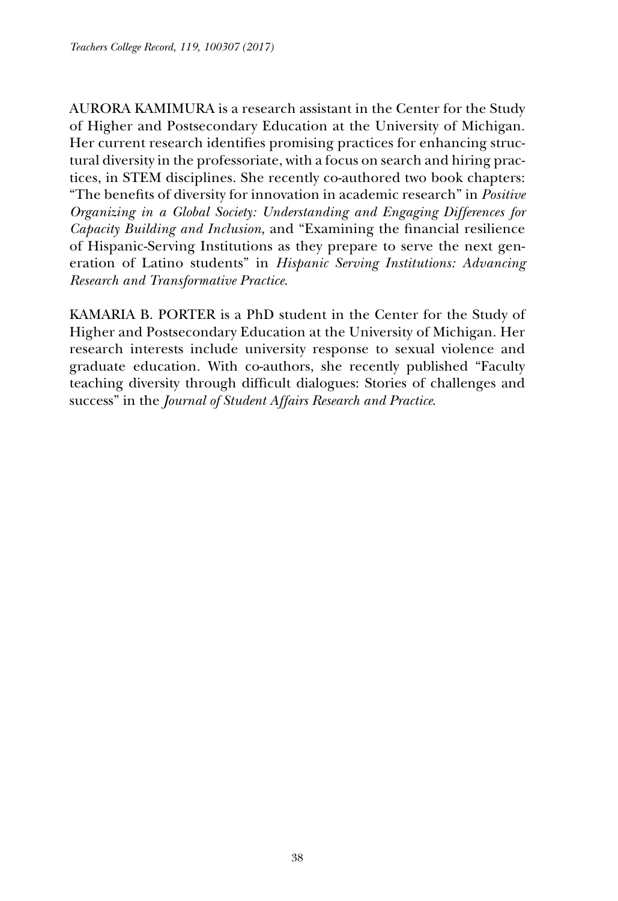AURORA KAMIMURA is a research assistant in the Center for the Study of Higher and Postsecondary Education at the University of Michigan. Her current research identifies promising practices for enhancing structural diversity in the professoriate, with a focus on search and hiring practices, in STEM disciplines. She recently co-authored two book chapters: "The benefits of diversity for innovation in academic research" in *Positive Organizing in a Global Society: Understanding and Engaging Differences for Capacity Building and Inclusion*, and "Examining the financial resilience of Hispanic-Serving Institutions as they prepare to serve the next generation of Latino students" in *Hispanic Serving Institutions: Advancing Research and Transformative Practice*.

KAMARIA B. PORTER is a PhD student in the Center for the Study of Higher and Postsecondary Education at the University of Michigan. Her research interests include university response to sexual violence and graduate education. With co-authors, she recently published "Faculty teaching diversity through difficult dialogues: Stories of challenges and success" in the *Journal of Student Affairs Research and Practice*.